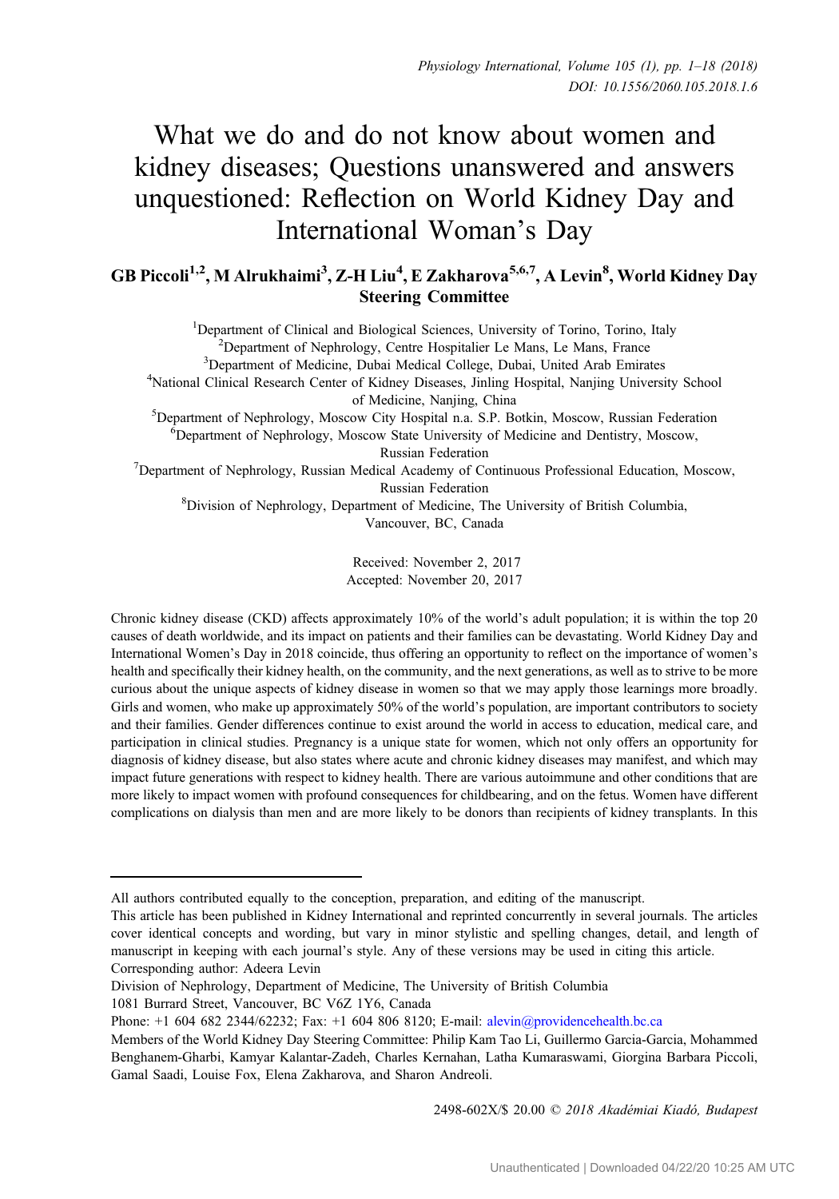# What we do and do not know about women and kidney diseases; Questions unanswered and answers unquestioned: Reflection on World Kidney Day and International Woman's Day

**GB Piccoli[1,2], M Alrukhaimi[3], Z-H Liu[4], E Zakharova[5,6,7], A Levin[8], World Kidney Day Steering Committee**

[1]Department of Clinical and Biological Sciences, University of Torino, Torino, Italy
[2]Department of Nephrology, Centre Hospitalier Le Mans, Le Mans, France
[3]Department of Medicine, Dubai Medical College, Dubai, United Arab Emirates
[4]National Clinical Research Center of Kidney Diseases, Jinling Hospital, Nanjing University School of Medicine, Nanjing, China
[5]Department of Nephrology, Moscow City Hospital n.a. S.P. Botkin, Moscow, Russian Federation
[6]Department of Nephrology, Moscow State University of Medicine and Dentistry, Moscow, Russian Federation
[7]Department of Nephrology, Russian Medical Academy of Continuous Professional Education, Moscow, Russian Federation
[8]Division of Nephrology, Department of Medicine, The University of British Columbia, Vancouver, BC, Canada

Received: November 2, 2017
Accepted: November 20, 2017

Chronic kidney disease (CKD) affects approximately 10% of the world's adult population; it is within the top 20 causes of death worldwide, and its impact on patients and their families can be devastating. World Kidney Day and International Women's Day in 2018 coincide, thus offering an opportunity to reflect on the importance of women's health and specifically their kidney health, on the community, and the next generations, as well as to strive to be more curious about the unique aspects of kidney disease in women so that we may apply those learnings more broadly. Girls and women, who make up approximately 50% of the world's population, are important contributors to society and their families. Gender differences continue to exist around the world in access to education, medical care, and participation in clinical studies. Pregnancy is a unique state for women, which not only offers an opportunity for diagnosis of kidney disease, but also states where acute and chronic kidney diseases may manifest, and which may impact future generations with respect to kidney health. There are various autoimmune and other conditions that are more likely to impact women with profound consequences for childbearing, and on the fetus. Women have different complications on dialysis than men and are more likely to be donors than recipients of kidney transplants. In this

---

All authors contributed equally to the conception, preparation, and editing of the manuscript.

This article has been published in Kidney International and reprinted concurrently in several journals. The articles cover identical concepts and wording, but vary in minor stylistic and spelling changes, detail, and length of manuscript in keeping with each journal's style. Any of these versions may be used in citing this article.

Corresponding author: Adeera Levin

Division of Nephrology, Department of Medicine, The University of British Columbia
1081 Burrard Street, Vancouver, BC V6Z 1Y6, Canada
Phone: +1 604 682 2344/62232; Fax: +1 604 806 8120; E-mail: alevin@providencehealth.bc.ca

Members of the World Kidney Day Steering Committee: Philip Kam Tao Li, Guillermo Garcia-Garcia, Mohammed Benghanem-Gharbi, Kamyar Kalantar-Zadeh, Charles Kernahan, Latha Kumaraswami, Giorgina Barbara Piccoli, Gamal Saadi, Louise Fox, Elena Zakharova, and Sharon Andreoli.

2498-602X/$ 20.00 © 2018 Akadémiai Kiadó, Budapest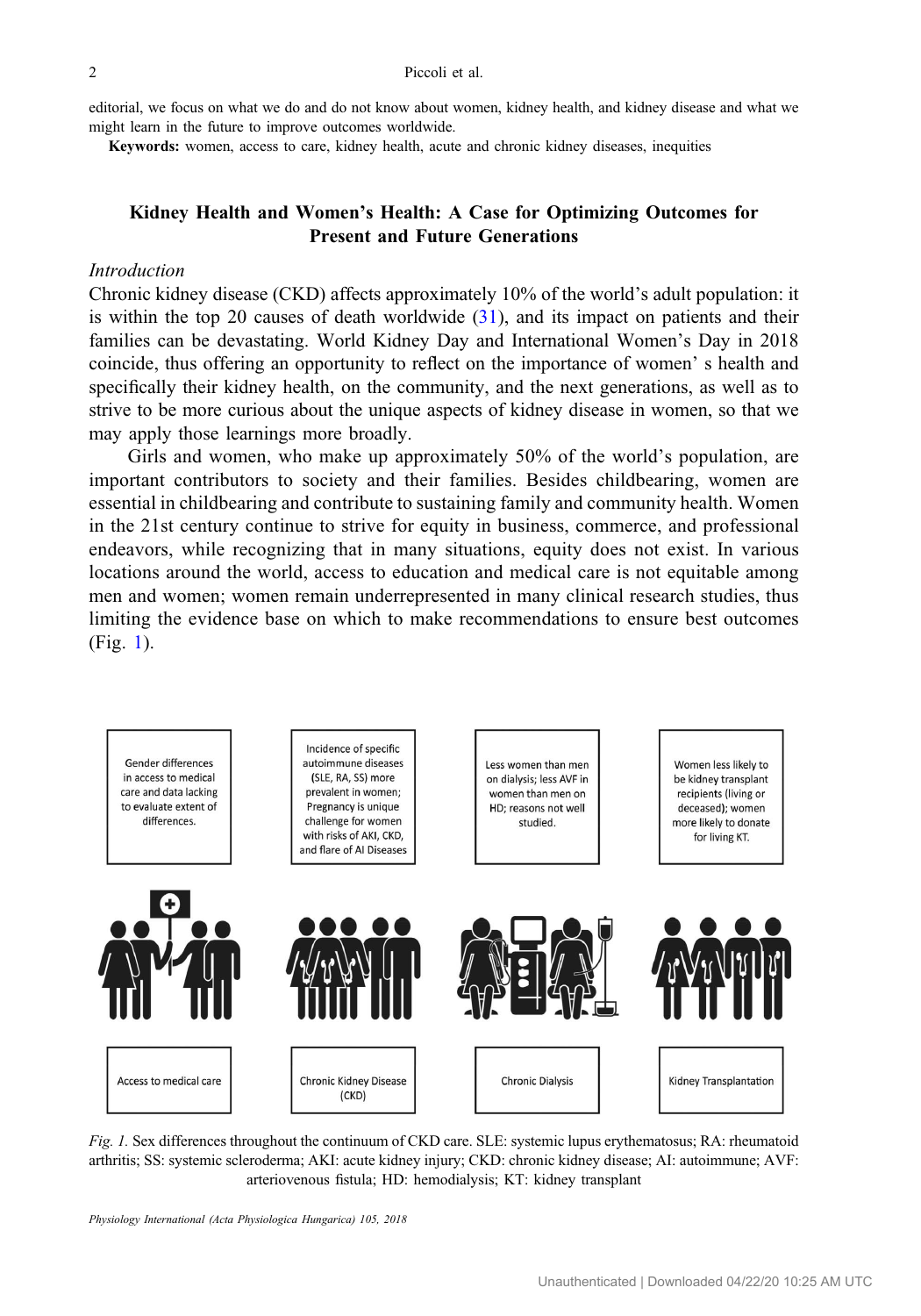editorial, we focus on what we do and do not know about women, kidney health, and kidney disease and what we might learn in the future to improve outcomes worldwide.

**Keywords:** women, access to care, kidney health, acute and chronic kidney diseases, inequities

## Kidney Health and Women's Health: A Case for Optimizing Outcomes for Present and Future Generations

### *Introduction*

Chronic kidney disease (CKD) affects approximately 10% of the world's adult population: it is within the top 20 causes of death worldwide (31), and its impact on patients and their families can be devastating. World Kidney Day and International Women's Day in 2018 coincide, thus offering an opportunity to reflect on the importance of women' s health and specifically their kidney health, on the community, and the next generations, as well as to strive to be more curious about the unique aspects of kidney disease in women, so that we may apply those learnings more broadly.

Girls and women, who make up approximately 50% of the world's population, are important contributors to society and their families. Besides childbearing, women are essential in childbearing and contribute to sustaining family and community health. Women in the 21st century continue to strive for equity in business, commerce, and professional endeavors, while recognizing that in many situations, equity does not exist. In various locations around the world, access to education and medical care is not equitable among men and women; women remain underrepresented in many clinical research studies, thus limiting the evidence base on which to make recommendations to ensure best outcomes (Fig. 1).

| Access to medical care | Chronic Kidney Disease (CKD) | Chronic Dialysis | Kidney Transplantation |
|---|---|---|---|
| Gender differences in access to medical care and data lacking to evaluate extent of differences. | Incidence of specific autoimmune diseases (SLE, RA, SS) more prevalent in women; Pregnancy is unique challenge for women with risks of AKI, CKD, and flare of AI Diseases | Less women than men on dialysis; less AVF in women than men on HD; reasons not well studied. | Women less likely to be kidney transplant recipients (living or deceased); women more likely to donate for living KT. |

*Fig. 1.* Sex differences throughout the continuum of CKD care. SLE: systemic lupus erythematosus; RA: rheumatoid arthritis; SS: systemic scleroderma; AKI: acute kidney injury; CKD: chronic kidney disease; AI: autoimmune; AVF: arteriovenous fistula; HD: hemodialysis; KT: kidney transplant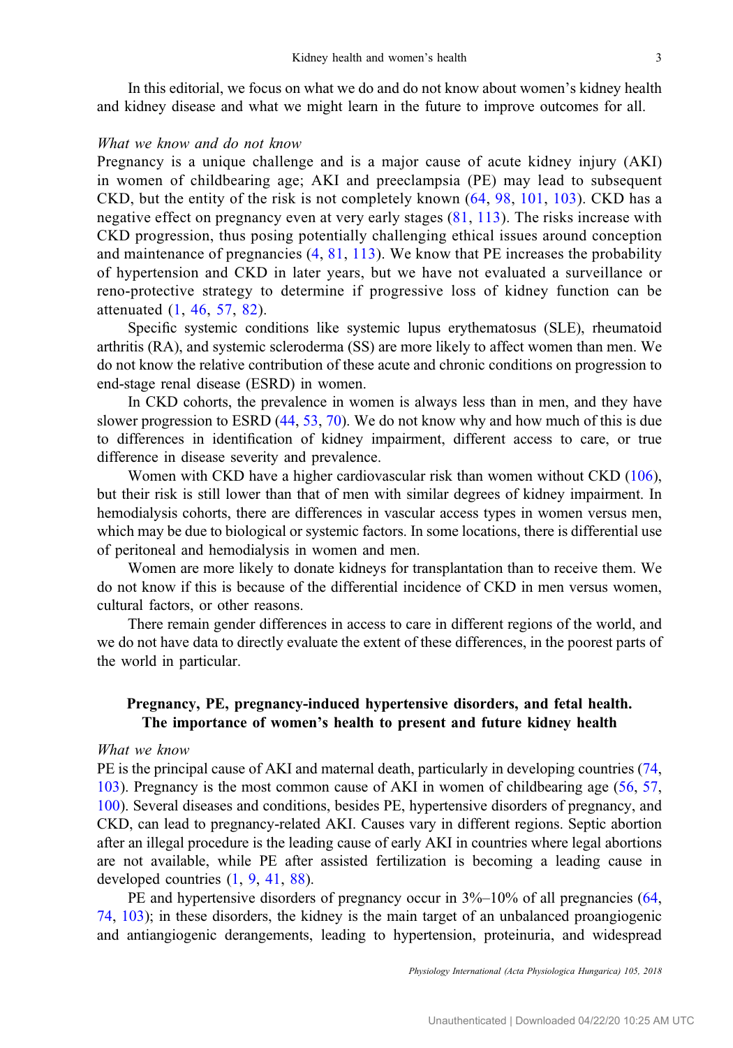In this editorial, we focus on what we do and do not know about women's kidney health and kidney disease and what we might learn in the future to improve outcomes for all.

*What we know and do not know*

Pregnancy is a unique challenge and is a major cause of acute kidney injury (AKI) in women of childbearing age; AKI and preeclampsia (PE) may lead to subsequent CKD, but the entity of the risk is not completely known (64, 98, 101, 103). CKD has a negative effect on pregnancy even at very early stages (81, 113). The risks increase with CKD progression, thus posing potentially challenging ethical issues around conception and maintenance of pregnancies (4, 81, 113). We know that PE increases the probability of hypertension and CKD in later years, but we have not evaluated a surveillance or reno-protective strategy to determine if progressive loss of kidney function can be attenuated (1, 46, 57, 82).

Specific systemic conditions like systemic lupus erythematosus (SLE), rheumatoid arthritis (RA), and systemic scleroderma (SS) are more likely to affect women than men. We do not know the relative contribution of these acute and chronic conditions on progression to end-stage renal disease (ESRD) in women.

In CKD cohorts, the prevalence in women is always less than in men, and they have slower progression to ESRD (44, 53, 70). We do not know why and how much of this is due to differences in identification of kidney impairment, different access to care, or true difference in disease severity and prevalence.

Women with CKD have a higher cardiovascular risk than women without CKD (106), but their risk is still lower than that of men with similar degrees of kidney impairment. In hemodialysis cohorts, there are differences in vascular access types in women versus men, which may be due to biological or systemic factors. In some locations, there is differential use of peritoneal and hemodialysis in women and men.

Women are more likely to donate kidneys for transplantation than to receive them. We do not know if this is because of the differential incidence of CKD in men versus women, cultural factors, or other reasons.

There remain gender differences in access to care in different regions of the world, and we do not have data to directly evaluate the extent of these differences, in the poorest parts of the world in particular.

## Pregnancy, PE, pregnancy-induced hypertensive disorders, and fetal health. The importance of women's health to present and future kidney health

*What we know*

PE is the principal cause of AKI and maternal death, particularly in developing countries (74, 103). Pregnancy is the most common cause of AKI in women of childbearing age (56, 57, 100). Several diseases and conditions, besides PE, hypertensive disorders of pregnancy, and CKD, can lead to pregnancy-related AKI. Causes vary in different regions. Septic abortion after an illegal procedure is the leading cause of early AKI in countries where legal abortions are not available, while PE after assisted fertilization is becoming a leading cause in developed countries (1, 9, 41, 88).

PE and hypertensive disorders of pregnancy occur in 3%–10% of all pregnancies (64, 74, 103); in these disorders, the kidney is the main target of an unbalanced proangiogenic and antiangiogenic derangements, leading to hypertension, proteinuria, and widespread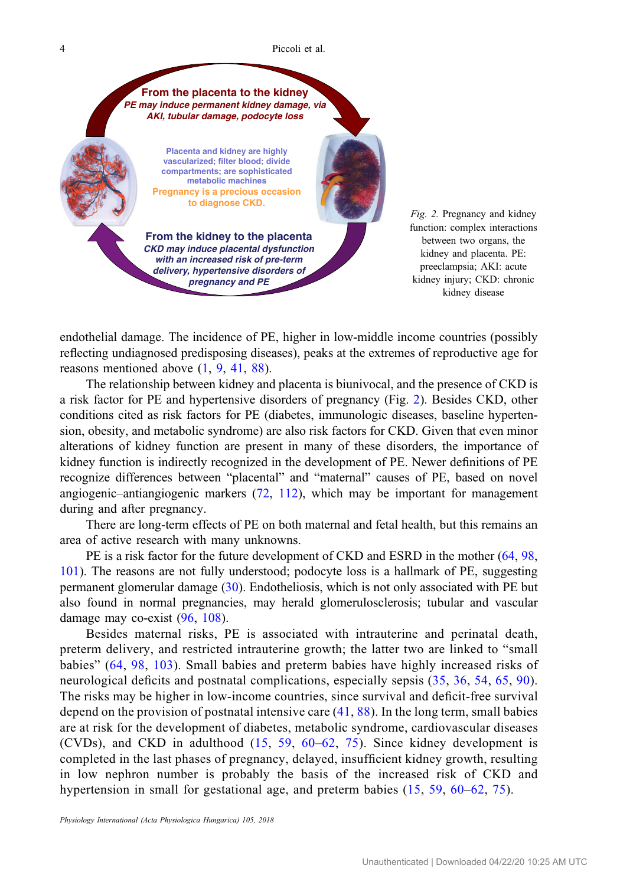From the placenta to the kidney

PE may induce permanent kidney damage, via AKI, tubular damage, podocyte loss

Placenta and kidney are highly vascularized; filter blood; divide compartments; are sophisticated metabolic machines

Pregnancy is a precious occasion to diagnose CKD.

From the kidney to the placenta

CKD may induce placental dysfunction with an increased risk of pre-term delivery, hypertensive disorders of pregnancy and PE

*Fig. 2.* Pregnancy and kidney function: complex interactions between two organs, the kidney and placenta. PE: preeclampsia; AKI: acute kidney injury; CKD: chronic kidney disease

endothelial damage. The incidence of PE, higher in low-middle income countries (possibly reflecting undiagnosed predisposing diseases), peaks at the extremes of reproductive age for reasons mentioned above (1, 9, 41, 88).

The relationship between kidney and placenta is biunivocal, and the presence of CKD is a risk factor for PE and hypertensive disorders of pregnancy (Fig. 2). Besides CKD, other conditions cited as risk factors for PE (diabetes, immunologic diseases, baseline hypertension, obesity, and metabolic syndrome) are also risk factors for CKD. Given that even minor alterations of kidney function are present in many of these disorders, the importance of kidney function is indirectly recognized in the development of PE. Newer definitions of PE recognize differences between "placental" and "maternal" causes of PE, based on novel angiogenic–antiangiogenic markers (72, 112), which may be important for management during and after pregnancy.

There are long-term effects of PE on both maternal and fetal health, but this remains an area of active research with many unknowns.

PE is a risk factor for the future development of CKD and ESRD in the mother (64, 98, 101). The reasons are not fully understood; podocyte loss is a hallmark of PE, suggesting permanent glomerular damage (30). Endotheliosis, which is not only associated with PE but also found in normal pregnancies, may herald glomerulosclerosis; tubular and vascular damage may co-exist (96, 108).

Besides maternal risks, PE is associated with intrauterine and perinatal death, preterm delivery, and restricted intrauterine growth; the latter two are linked to "small babies" (64, 98, 103). Small babies and preterm babies have highly increased risks of neurological deficits and postnatal complications, especially sepsis (35, 36, 54, 65, 90). The risks may be higher in low-income countries, since survival and deficit-free survival depend on the provision of postnatal intensive care (41, 88). In the long term, small babies are at risk for the development of diabetes, metabolic syndrome, cardiovascular diseases (CVDs), and CKD in adulthood (15, 59, 60–62, 75). Since kidney development is completed in the last phases of pregnancy, delayed, insufficient kidney growth, resulting in low nephron number is probably the basis of the increased risk of CKD and hypertension in small for gestational age, and preterm babies (15, 59, 60–62, 75).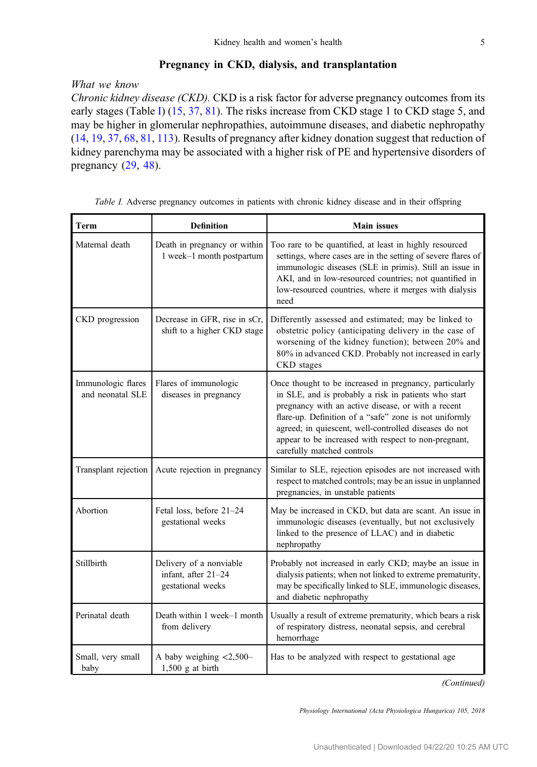## Pregnancy in CKD, dialysis, and transplantation

*What we know*

*Chronic kidney disease (CKD).* CKD is a risk factor for adverse pregnancy outcomes from its early stages (Table I) (15, 37, 81). The risks increase from CKD stage 1 to CKD stage 5, and may be higher in glomerular nephropathies, autoimmune diseases, and diabetic nephropathy (14, 19, 37, 68, 81, 113). Results of pregnancy after kidney donation suggest that reduction of kidney parenchyma may be associated with a higher risk of PE and hypertensive disorders of pregnancy (29, 48).

*Table I.* Adverse pregnancy outcomes in patients with chronic kidney disease and in their offspring

| Term | Definition | Main issues |
|---|---|---|
| Maternal death | Death in pregnancy or within 1 week–1 month postpartum | Too rare to be quantified, at least in highly resourced settings, where cases are in the setting of severe flares of immunologic diseases (SLE in primis). Still an issue in AKI, and in low-resourced countries; not quantified in low-resourced countries, where it merges with dialysis need |
| CKD progression | Decrease in GFR, rise in sCr, shift to a higher CKD stage | Differently assessed and estimated; may be linked to obstetric policy (anticipating delivery in the case of worsening of the kidney function); between 20% and 80% in advanced CKD. Probably not increased in early CKD stages |
| Immunologic flares and neonatal SLE | Flares of immunologic diseases in pregnancy | Once thought to be increased in pregnancy, particularly in SLE, and is probably a risk in patients who start pregnancy with an active disease, or with a recent flare-up. Definition of a "safe" zone is not uniformly agreed; in quiescent, well-controlled diseases do not appear to be increased with respect to non-pregnant, carefully matched controls |
| Transplant rejection | Acute rejection in pregnancy | Similar to SLE, rejection episodes are not increased with respect to matched controls; may be an issue in unplanned pregnancies, in unstable patients |
| Abortion | Fetal loss, before 21–24 gestational weeks | May be increased in CKD, but data are scant. An issue in immunologic diseases (eventually, but not exclusively linked to the presence of LLAC) and in diabetic nephropathy |
| Stillbirth | Delivery of a nonviable infant, after 21–24 gestational weeks | Probably not increased in early CKD; maybe an issue in dialysis patients; when not linked to extreme prematurity, may be specifically linked to SLE, immunologic diseases, and diabetic nephropathy |
| Perinatal death | Death within 1 week–1 month from delivery | Usually a result of extreme prematurity, which bears a risk of respiratory distress, neonatal sepsis, and cerebral hemorrhage |
| Small, very small baby | A baby weighing <2,500–1,500 g at birth | Has to be analyzed with respect to gestational age |

*(Continued)*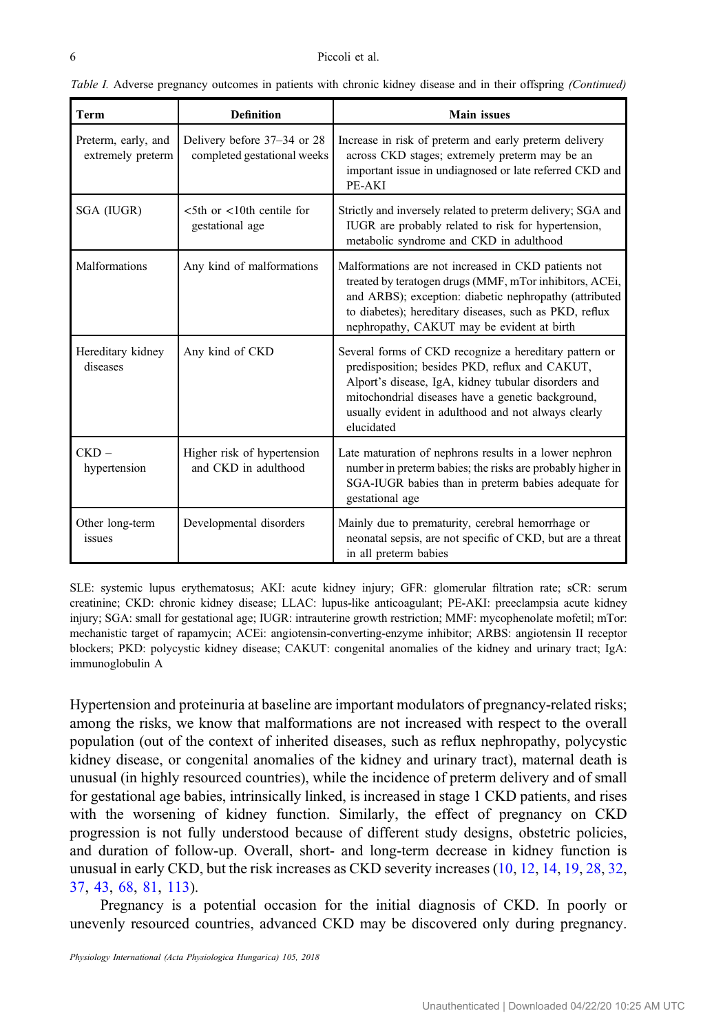*Table I.* Adverse pregnancy outcomes in patients with chronic kidney disease and in their offspring *(Continued)*

| Term | Definition | Main issues |
|---|---|---|
| Preterm, early, and extremely preterm | Delivery before 37–34 or 28 completed gestational weeks | Increase in risk of preterm and early preterm delivery across CKD stages; extremely preterm may be an important issue in undiagnosed or late referred CKD and PE-AKI |
| SGA (IUGR) | <5th or <10th centile for gestational age | Strictly and inversely related to preterm delivery; SGA and IUGR are probably related to risk for hypertension, metabolic syndrome and CKD in adulthood |
| Malformations | Any kind of malformations | Malformations are not increased in CKD patients not treated by teratogen drugs (MMF, mTor inhibitors, ACEi, and ARBS); exception: diabetic nephropathy (attributed to diabetes); hereditary diseases, such as PKD, reflux nephropathy, CAKUT may be evident at birth |
| Hereditary kidney diseases | Any kind of CKD | Several forms of CKD recognize a hereditary pattern or predisposition; besides PKD, reflux and CAKUT, Alport's disease, IgA, kidney tubular disorders and mitochondrial diseases have a genetic background, usually evident in adulthood and not always clearly elucidated |
| CKD – hypertension | Higher risk of hypertension and CKD in adulthood | Late maturation of nephrons results in a lower nephron number in preterm babies; the risks are probably higher in SGA-IUGR babies than in preterm babies adequate for gestational age |
| Other long-term issues | Developmental disorders | Mainly due to prematurity, cerebral hemorrhage or neonatal sepsis, are not specific of CKD, but are a threat in all preterm babies |

SLE: systemic lupus erythematosus; AKI: acute kidney injury; GFR: glomerular filtration rate; sCR: serum creatinine; CKD: chronic kidney disease; LLAC: lupus-like anticoagulant; PE-AKI: preeclampsia acute kidney injury; SGA: small for gestational age; IUGR: intrauterine growth restriction; MMF: mycophenolate mofetil; mTor: mechanistic target of rapamycin; ACEi: angiotensin-converting-enzyme inhibitor; ARBS: angiotensin II receptor blockers; PKD: polycystic kidney disease; CAKUT: congenital anomalies of the kidney and urinary tract; IgA: immunoglobulin A

Hypertension and proteinuria at baseline are important modulators of pregnancy-related risks; among the risks, we know that malformations are not increased with respect to the overall population (out of the context of inherited diseases, such as reflux nephropathy, polycystic kidney disease, or congenital anomalies of the kidney and urinary tract), maternal death is unusual (in highly resourced countries), while the incidence of preterm delivery and of small for gestational age babies, intrinsically linked, is increased in stage 1 CKD patients, and rises with the worsening of kidney function. Similarly, the effect of pregnancy on CKD progression is not fully understood because of different study designs, obstetric policies, and duration of follow-up. Overall, short- and long-term decrease in kidney function is unusual in early CKD, but the risk increases as CKD severity increases (10, 12, 14, 19, 28, 32, 37, 43, 68, 81, 113).

Pregnancy is a potential occasion for the initial diagnosis of CKD. In poorly or unevenly resourced countries, advanced CKD may be discovered only during pregnancy.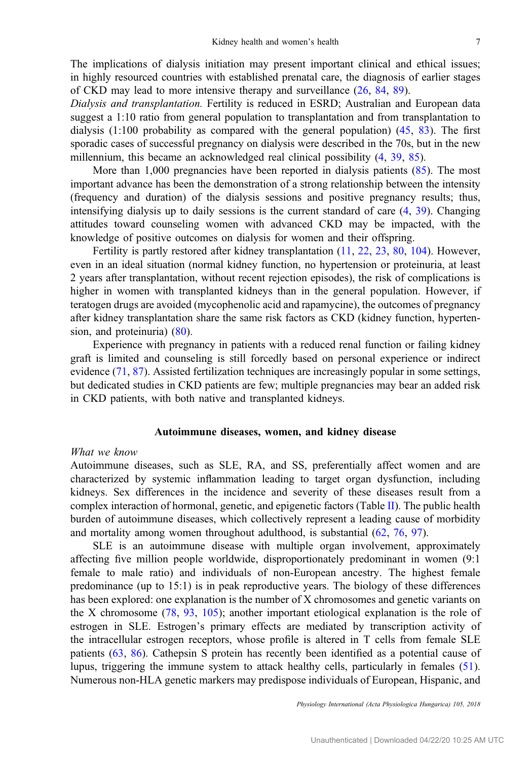The implications of dialysis initiation may present important clinical and ethical issues; in highly resourced countries with established prenatal care, the diagnosis of earlier stages of CKD may lead to more intensive therapy and surveillance (26, 84, 89).

*Dialysis and transplantation.* Fertility is reduced in ESRD; Australian and European data suggest a 1:10 ratio from general population to transplantation and from transplantation to dialysis (1:100 probability as compared with the general population) (45, 83). The first sporadic cases of successful pregnancy on dialysis were described in the 70s, but in the new millennium, this became an acknowledged real clinical possibility (4, 39, 85).

More than 1,000 pregnancies have been reported in dialysis patients (85). The most important advance has been the demonstration of a strong relationship between the intensity (frequency and duration) of the dialysis sessions and positive pregnancy results; thus, intensifying dialysis up to daily sessions is the current standard of care (4, 39). Changing attitudes toward counseling women with advanced CKD may be impacted, with the knowledge of positive outcomes on dialysis for women and their offspring.

Fertility is partly restored after kidney transplantation (11, 22, 23, 80, 104). However, even in an ideal situation (normal kidney function, no hypertension or proteinuria, at least 2 years after transplantation, without recent rejection episodes), the risk of complications is higher in women with transplanted kidneys than in the general population. However, if teratogen drugs are avoided (mycophenolic acid and rapamycine), the outcomes of pregnancy after kidney transplantation share the same risk factors as CKD (kidney function, hypertension, and proteinuria) (80).

Experience with pregnancy in patients with a reduced renal function or failing kidney graft is limited and counseling is still forcedly based on personal experience or indirect evidence (71, 87). Assisted fertilization techniques are increasingly popular in some settings, but dedicated studies in CKD patients are few; multiple pregnancies may bear an added risk in CKD patients, with both native and transplanted kidneys.

## Autoimmune diseases, women, and kidney disease

*What we know*

Autoimmune diseases, such as SLE, RA, and SS, preferentially affect women and are characterized by systemic inflammation leading to target organ dysfunction, including kidneys. Sex differences in the incidence and severity of these diseases result from a complex interaction of hormonal, genetic, and epigenetic factors (Table II). The public health burden of autoimmune diseases, which collectively represent a leading cause of morbidity and mortality among women throughout adulthood, is substantial (62, 76, 97).

SLE is an autoimmune disease with multiple organ involvement, approximately affecting five million people worldwide, disproportionately predominant in women (9:1 female to male ratio) and individuals of non-European ancestry. The highest female predominance (up to 15:1) is in peak reproductive years. The biology of these differences has been explored: one explanation is the number of X chromosomes and genetic variants on the X chromosome (78, 93, 105); another important etiological explanation is the role of estrogen in SLE. Estrogen's primary effects are mediated by transcription activity of the intracellular estrogen receptors, whose profile is altered in T cells from female SLE patients (63, 86). Cathepsin S protein has recently been identified as a potential cause of lupus, triggering the immune system to attack healthy cells, particularly in females (51). Numerous non-HLA genetic markers may predispose individuals of European, Hispanic, and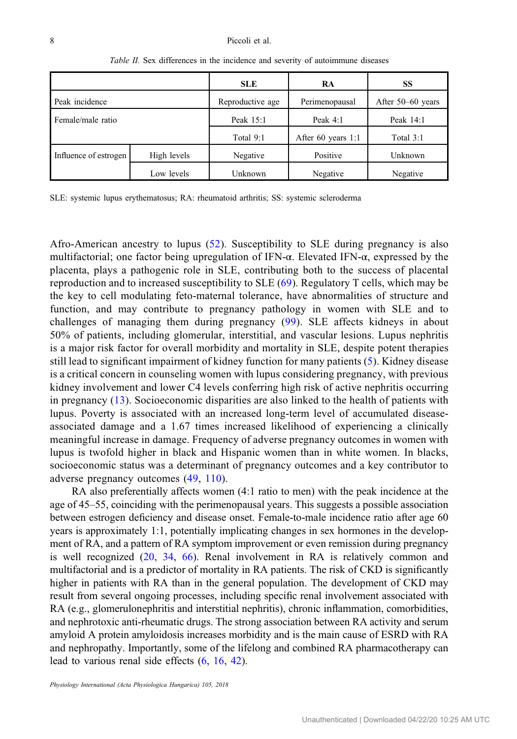*Table II.* Sex differences in the incidence and severity of autoimmune diseases

| | | SLE | RA | SS |
|---|---|---|---|---|
| Peak incidence | | Reproductive age | Perimenopausal | After 50–60 years |
| Female/male ratio | | Peak 15:1 | Peak 4:1 | Peak 14:1 |
| | | Total 9:1 | After 60 years 1:1 | Total 3:1 |
| Influence of estrogen | High levels | Negative | Positive | Unknown |
| | Low levels | Unknown | Negative | Negative |

SLE: systemic lupus erythematosus; RA: rheumatoid arthritis; SS: systemic scleroderma

Afro-American ancestry to lupus (52). Susceptibility to SLE during pregnancy is also multifactorial; one factor being upregulation of IFN-α. Elevated IFN-α, expressed by the placenta, plays a pathogenic role in SLE, contributing both to the success of placental reproduction and to increased susceptibility to SLE (69). Regulatory T cells, which may be the key to cell modulating feto-maternal tolerance, have abnormalities of structure and function, and may contribute to pregnancy pathology in women with SLE and to challenges of managing them during pregnancy (99). SLE affects kidneys in about 50% of patients, including glomerular, interstitial, and vascular lesions. Lupus nephritis is a major risk factor for overall morbidity and mortality in SLE, despite potent therapies still lead to significant impairment of kidney function for many patients (5). Kidney disease is a critical concern in counseling women with lupus considering pregnancy, with previous kidney involvement and lower C4 levels conferring high risk of active nephritis occurring in pregnancy (13). Socioeconomic disparities are also linked to the health of patients with lupus. Poverty is associated with an increased long-term level of accumulated disease-associated damage and a 1.67 times increased likelihood of experiencing a clinically meaningful increase in damage. Frequency of adverse pregnancy outcomes in women with lupus is twofold higher in black and Hispanic women than in white women. In blacks, socioeconomic status was a determinant of pregnancy outcomes and a key contributor to adverse pregnancy outcomes (49, 110).

RA also preferentially affects women (4:1 ratio to men) with the peak incidence at the age of 45–55, coinciding with the perimenopausal years. This suggests a possible association between estrogen deficiency and disease onset. Female-to-male incidence ratio after age 60 years is approximately 1:1, potentially implicating changes in sex hormones in the development of RA, and a pattern of RA symptom improvement or even remission during pregnancy is well recognized (20, 34, 66). Renal involvement in RA is relatively common and multifactorial and is a predictor of mortality in RA patients. The risk of CKD is significantly higher in patients with RA than in the general population. The development of CKD may result from several ongoing processes, including specific renal involvement associated with RA (e.g., glomerulonephritis and interstitial nephritis), chronic inflammation, comorbidities, and nephrotoxic anti-rheumatic drugs. The strong association between RA activity and serum amyloid A protein amyloidosis increases morbidity and is the main cause of ESRD with RA and nephropathy. Importantly, some of the lifelong and combined RA pharmacotherapy can lead to various renal side effects (6, 16, 42).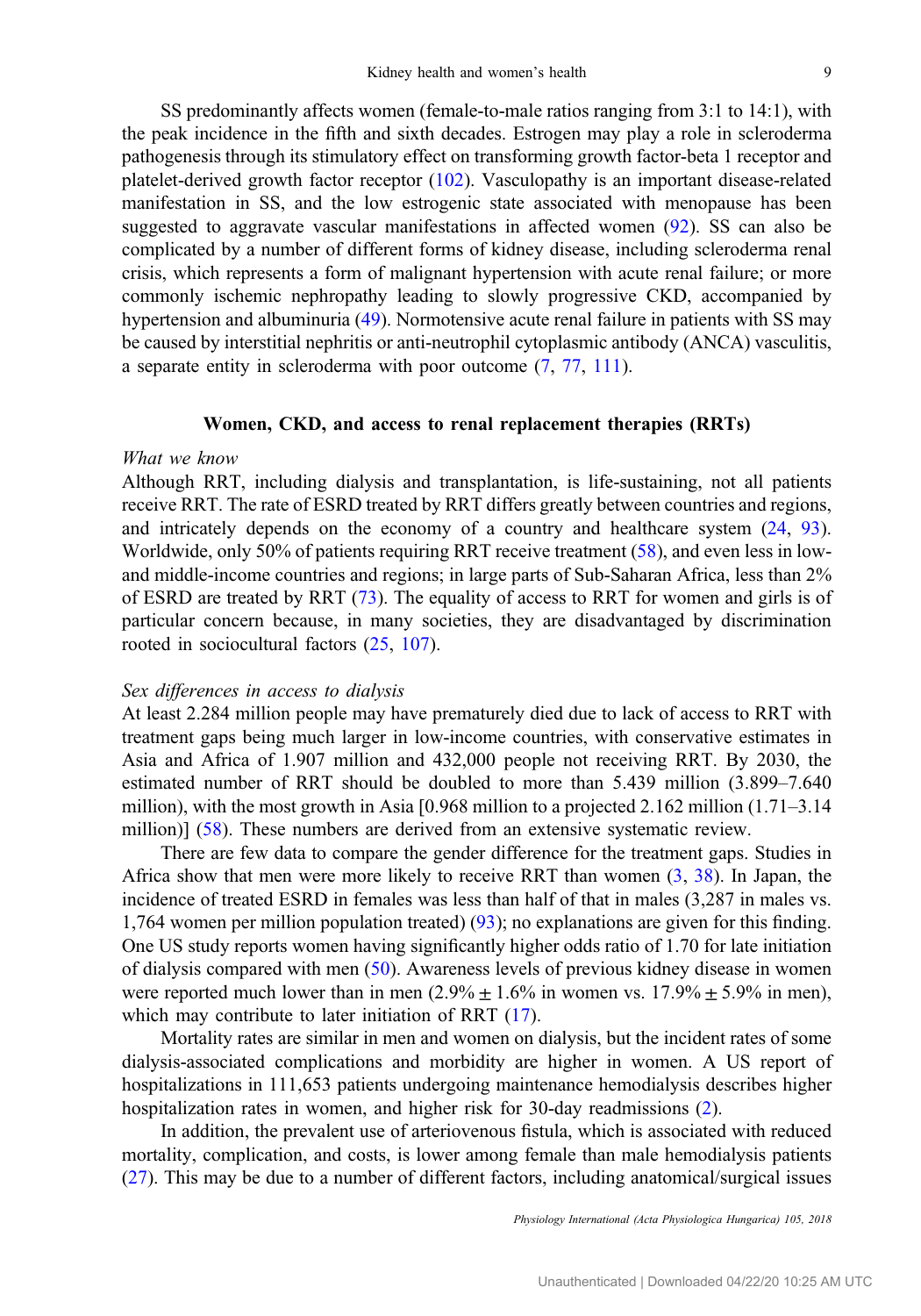SS predominantly affects women (female-to-male ratios ranging from 3:1 to 14:1), with the peak incidence in the fifth and sixth decades. Estrogen may play a role in scleroderma pathogenesis through its stimulatory effect on transforming growth factor-beta 1 receptor and platelet-derived growth factor receptor (102). Vasculopathy is an important disease-related manifestation in SS, and the low estrogenic state associated with menopause has been suggested to aggravate vascular manifestations in affected women (92). SS can also be complicated by a number of different forms of kidney disease, including scleroderma renal crisis, which represents a form of malignant hypertension with acute renal failure; or more commonly ischemic nephropathy leading to slowly progressive CKD, accompanied by hypertension and albuminuria (49). Normotensive acute renal failure in patients with SS may be caused by interstitial nephritis or anti-neutrophil cytoplasmic antibody (ANCA) vasculitis, a separate entity in scleroderma with poor outcome (7, 77, 111).

## Women, CKD, and access to renal replacement therapies (RRTs)

*What we know*

Although RRT, including dialysis and transplantation, is life-sustaining, not all patients receive RRT. The rate of ESRD treated by RRT differs greatly between countries and regions, and intricately depends on the economy of a country and healthcare system (24, 93). Worldwide, only 50% of patients requiring RRT receive treatment (58), and even less in low- and middle-income countries and regions; in large parts of Sub-Saharan Africa, less than 2% of ESRD are treated by RRT (73). The equality of access to RRT for women and girls is of particular concern because, in many societies, they are disadvantaged by discrimination rooted in sociocultural factors (25, 107).

*Sex differences in access to dialysis*

At least 2.284 million people may have prematurely died due to lack of access to RRT with treatment gaps being much larger in low-income countries, with conservative estimates in Asia and Africa of 1.907 million and 432,000 people not receiving RRT. By 2030, the estimated number of RRT should be doubled to more than 5.439 million (3.899–7.640 million), with the most growth in Asia [0.968 million to a projected 2.162 million (1.71–3.14 million)] (58). These numbers are derived from an extensive systematic review.

There are few data to compare the gender difference for the treatment gaps. Studies in Africa show that men were more likely to receive RRT than women (3, 38). In Japan, the incidence of treated ESRD in females was less than half of that in males (3,287 in males vs. 1,764 women per million population treated) (93); no explanations are given for this finding. One US study reports women having significantly higher odds ratio of 1.70 for late initiation of dialysis compared with men (50). Awareness levels of previous kidney disease in women were reported much lower than in men ($2.9\% \pm 1.6\%$ in women vs. $17.9\% \pm 5.9\%$ in men), which may contribute to later initiation of RRT (17).

Mortality rates are similar in men and women on dialysis, but the incident rates of some dialysis-associated complications and morbidity are higher in women. A US report of hospitalizations in 111,653 patients undergoing maintenance hemodialysis describes higher hospitalization rates in women, and higher risk for 30-day readmissions (2).

In addition, the prevalent use of arteriovenous fistula, which is associated with reduced mortality, complication, and costs, is lower among female than male hemodialysis patients (27). This may be due to a number of different factors, including anatomical/surgical issues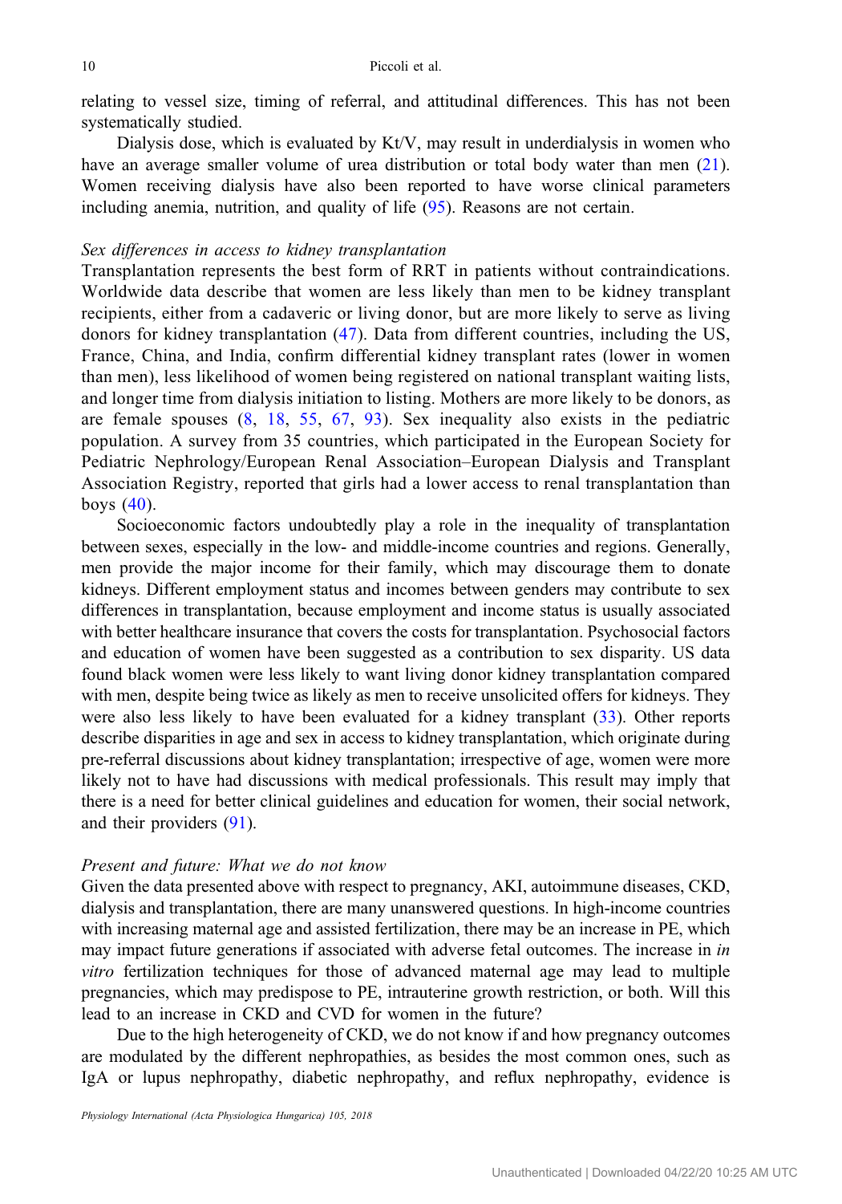relating to vessel size, timing of referral, and attitudinal differences. This has not been systematically studied.

Dialysis dose, which is evaluated by Kt/V, may result in underdialysis in women who have an average smaller volume of urea distribution or total body water than men (21). Women receiving dialysis have also been reported to have worse clinical parameters including anemia, nutrition, and quality of life (95). Reasons are not certain.

*Sex differences in access to kidney transplantation*

Transplantation represents the best form of RRT in patients without contraindications. Worldwide data describe that women are less likely than men to be kidney transplant recipients, either from a cadaveric or living donor, but are more likely to serve as living donors for kidney transplantation (47). Data from different countries, including the US, France, China, and India, confirm differential kidney transplant rates (lower in women than men), less likelihood of women being registered on national transplant waiting lists, and longer time from dialysis initiation to listing. Mothers are more likely to be donors, as are female spouses (8, 18, 55, 67, 93). Sex inequality also exists in the pediatric population. A survey from 35 countries, which participated in the European Society for Pediatric Nephrology/European Renal Association–European Dialysis and Transplant Association Registry, reported that girls had a lower access to renal transplantation than boys (40).

Socioeconomic factors undoubtedly play a role in the inequality of transplantation between sexes, especially in the low- and middle-income countries and regions. Generally, men provide the major income for their family, which may discourage them to donate kidneys. Different employment status and incomes between genders may contribute to sex differences in transplantation, because employment and income status is usually associated with better healthcare insurance that covers the costs for transplantation. Psychosocial factors and education of women have been suggested as a contribution to sex disparity. US data found black women were less likely to want living donor kidney transplantation compared with men, despite being twice as likely as men to receive unsolicited offers for kidneys. They were also less likely to have been evaluated for a kidney transplant (33). Other reports describe disparities in age and sex in access to kidney transplantation, which originate during pre-referral discussions about kidney transplantation; irrespective of age, women were more likely not to have had discussions with medical professionals. This result may imply that there is a need for better clinical guidelines and education for women, their social network, and their providers (91).

*Present and future: What we do not know*

Given the data presented above with respect to pregnancy, AKI, autoimmune diseases, CKD, dialysis and transplantation, there are many unanswered questions. In high-income countries with increasing maternal age and assisted fertilization, there may be an increase in PE, which may impact future generations if associated with adverse fetal outcomes. The increase in *in vitro* fertilization techniques for those of advanced maternal age may lead to multiple pregnancies, which may predispose to PE, intrauterine growth restriction, or both. Will this lead to an increase in CKD and CVD for women in the future?

Due to the high heterogeneity of CKD, we do not know if and how pregnancy outcomes are modulated by the different nephropathies, as besides the most common ones, such as IgA or lupus nephropathy, diabetic nephropathy, and reflux nephropathy, evidence is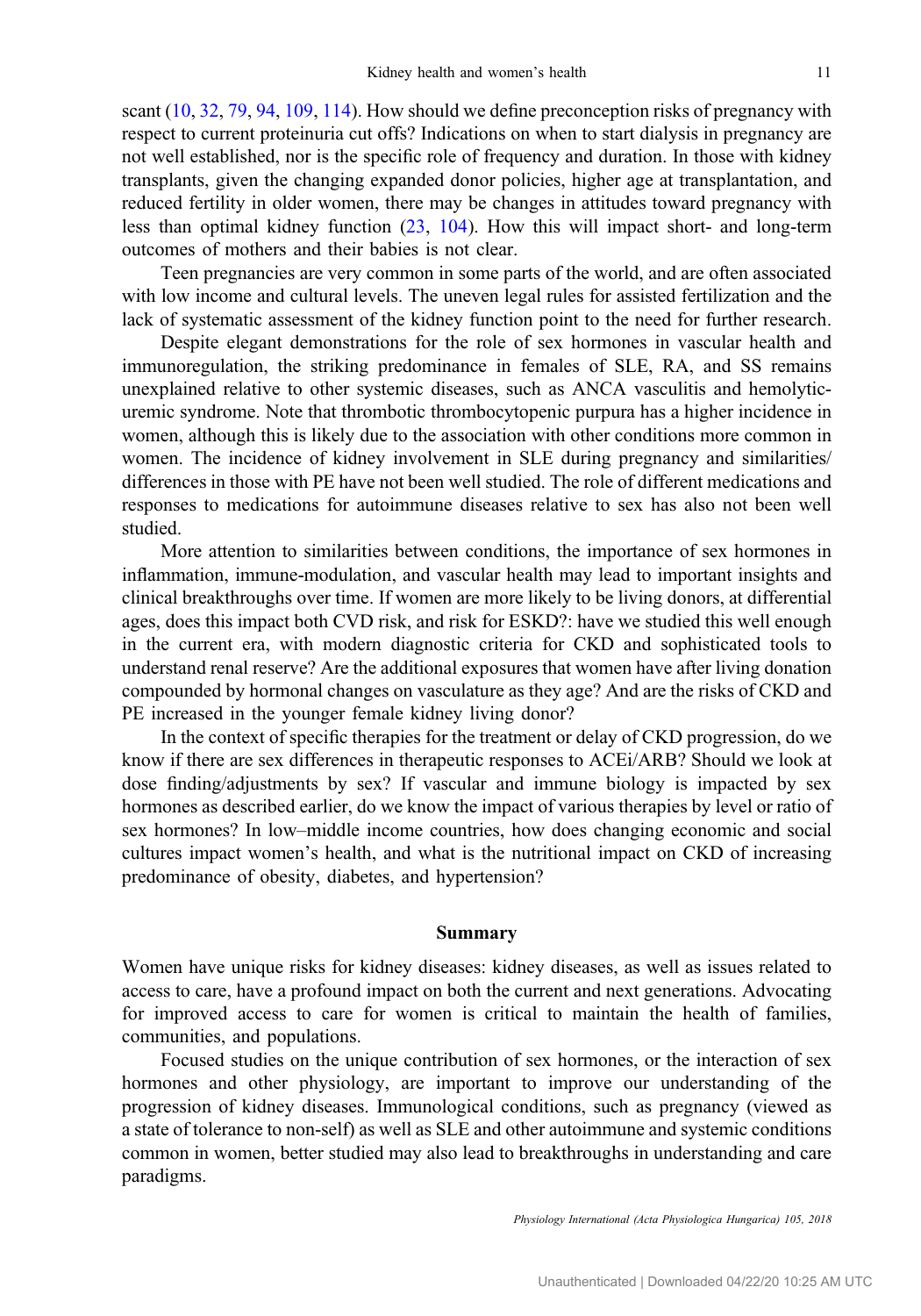scant (10, 32, 79, 94, 109, 114). How should we define preconception risks of pregnancy with respect to current proteinuria cut offs? Indications on when to start dialysis in pregnancy are not well established, nor is the specific role of frequency and duration. In those with kidney transplants, given the changing expanded donor policies, higher age at transplantation, and reduced fertility in older women, there may be changes in attitudes toward pregnancy with less than optimal kidney function (23, 104). How this will impact short- and long-term outcomes of mothers and their babies is not clear.

Teen pregnancies are very common in some parts of the world, and are often associated with low income and cultural levels. The uneven legal rules for assisted fertilization and the lack of systematic assessment of the kidney function point to the need for further research.

Despite elegant demonstrations for the role of sex hormones in vascular health and immunoregulation, the striking predominance in females of SLE, RA, and SS remains unexplained relative to other systemic diseases, such as ANCA vasculitis and hemolytic-uremic syndrome. Note that thrombotic thrombocytopenic purpura has a higher incidence in women, although this is likely due to the association with other conditions more common in women. The incidence of kidney involvement in SLE during pregnancy and similarities/differences in those with PE have not been well studied. The role of different medications and responses to medications for autoimmune diseases relative to sex has also not been well studied.

More attention to similarities between conditions, the importance of sex hormones in inflammation, immune-modulation, and vascular health may lead to important insights and clinical breakthroughs over time. If women are more likely to be living donors, at differential ages, does this impact both CVD risk, and risk for ESKD?: have we studied this well enough in the current era, with modern diagnostic criteria for CKD and sophisticated tools to understand renal reserve? Are the additional exposures that women have after living donation compounded by hormonal changes on vasculature as they age? And are the risks of CKD and PE increased in the younger female kidney living donor?

In the context of specific therapies for the treatment or delay of CKD progression, do we know if there are sex differences in therapeutic responses to ACEi/ARB? Should we look at dose finding/adjustments by sex? If vascular and immune biology is impacted by sex hormones as described earlier, do we know the impact of various therapies by level or ratio of sex hormones? In low–middle income countries, how does changing economic and social cultures impact women's health, and what is the nutritional impact on CKD of increasing predominance of obesity, diabetes, and hypertension?

## Summary

Women have unique risks for kidney diseases: kidney diseases, as well as issues related to access to care, have a profound impact on both the current and next generations. Advocating for improved access to care for women is critical to maintain the health of families, communities, and populations.

Focused studies on the unique contribution of sex hormones, or the interaction of sex hormones and other physiology, are important to improve our understanding of the progression of kidney diseases. Immunological conditions, such as pregnancy (viewed as a state of tolerance to non-self) as well as SLE and other autoimmune and systemic conditions common in women, better studied may also lead to breakthroughs in understanding and care paradigms.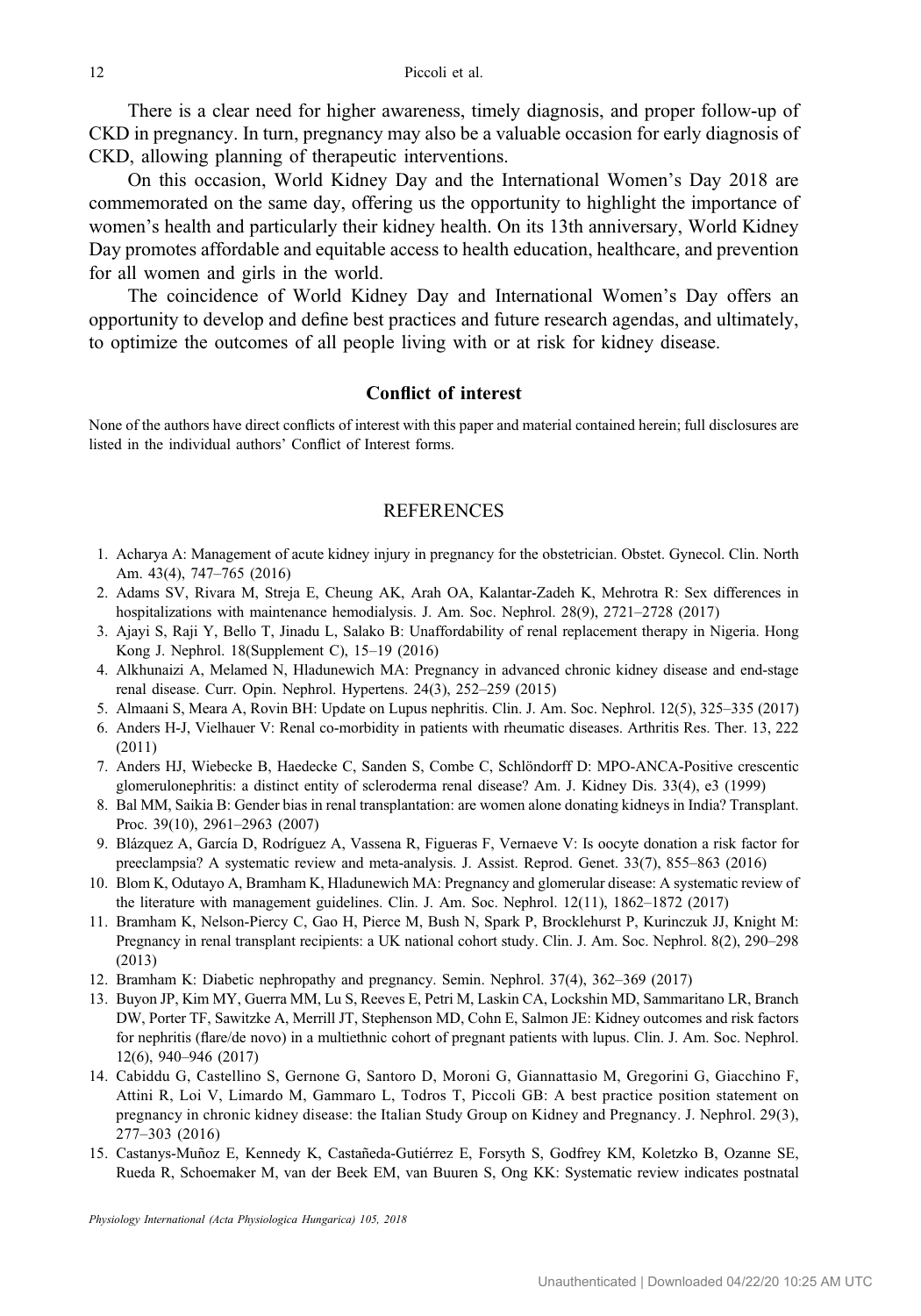There is a clear need for higher awareness, timely diagnosis, and proper follow-up of CKD in pregnancy. In turn, pregnancy may also be a valuable occasion for early diagnosis of CKD, allowing planning of therapeutic interventions.

On this occasion, World Kidney Day and the International Women's Day 2018 are commemorated on the same day, offering us the opportunity to highlight the importance of women's health and particularly their kidney health. On its 13th anniversary, World Kidney Day promotes affordable and equitable access to health education, healthcare, and prevention for all women and girls in the world.

The coincidence of World Kidney Day and International Women's Day offers an opportunity to develop and define best practices and future research agendas, and ultimately, to optimize the outcomes of all people living with or at risk for kidney disease.

## Conflict of interest

None of the authors have direct conflicts of interest with this paper and material contained herein; full disclosures are listed in the individual authors' Conflict of Interest forms.

## REFERENCES

1. Acharya A: Management of acute kidney injury in pregnancy for the obstetrician. Obstet. Gynecol. Clin. North Am. 43(4), 747–765 (2016)
2. Adams SV, Rivara M, Streja E, Cheung AK, Arah OA, Kalantar-Zadeh K, Mehrotra R: Sex differences in hospitalizations with maintenance hemodialysis. J. Am. Soc. Nephrol. 28(9), 2721–2728 (2017)
3. Ajayi S, Raji Y, Bello T, Jinadu L, Salako B: Unaffordability of renal replacement therapy in Nigeria. Hong Kong J. Nephrol. 18(Supplement C), 15–19 (2016)
4. Alkhunaizi A, Melamed N, Hladunewich MA: Pregnancy in advanced chronic kidney disease and end-stage renal disease. Curr. Opin. Nephrol. Hypertens. 24(3), 252–259 (2015)
5. Almaani S, Meara A, Rovin BH: Update on Lupus nephritis. Clin. J. Am. Soc. Nephrol. 12(5), 325–335 (2017)
6. Anders H-J, Vielhauer V: Renal co-morbidity in patients with rheumatic diseases. Arthritis Res. Ther. 13, 222 (2011)
7. Anders HJ, Wiebecke B, Haedecke C, Sanden S, Combe C, Schlöndorff D: MPO-ANCA-Positive crescentic glomerulonephritis: a distinct entity of scleroderma renal disease? Am. J. Kidney Dis. 33(4), e3 (1999)
8. Bal MM, Saikia B: Gender bias in renal transplantation: are women alone donating kidneys in India? Transplant. Proc. 39(10), 2961–2963 (2007)
9. Blázquez A, García D, Rodríguez A, Vassena R, Figueras F, Vernaeve V: Is oocyte donation a risk factor for preeclampsia? A systematic review and meta-analysis. J. Assist. Reprod. Genet. 33(7), 855–863 (2016)
10. Blom K, Odutayo A, Bramham K, Hladunewich MA: Pregnancy and glomerular disease: A systematic review of the literature with management guidelines. Clin. J. Am. Soc. Nephrol. 12(11), 1862–1872 (2017)
11. Bramham K, Nelson-Piercy C, Gao H, Pierce M, Bush N, Spark P, Brocklehurst P, Kurinczuk JJ, Knight M: Pregnancy in renal transplant recipients: a UK national cohort study. Clin. J. Am. Soc. Nephrol. 8(2), 290–298 (2013)
12. Bramham K: Diabetic nephropathy and pregnancy. Semin. Nephrol. 37(4), 362–369 (2017)
13. Buyon JP, Kim MY, Guerra MM, Lu S, Reeves E, Petri M, Laskin CA, Lockshin MD, Sammaritano LR, Branch DW, Porter TF, Sawitzke A, Merrill JT, Stephenson MD, Cohn E, Salmon JE: Kidney outcomes and risk factors for nephritis (flare/de novo) in a multiethnic cohort of pregnant patients with lupus. Clin. J. Am. Soc. Nephrol. 12(6), 940–946 (2017)
14. Cabiddu G, Castellino S, Gernone G, Santoro D, Moroni G, Giannattasio M, Gregorini G, Giacchino F, Attini R, Loi V, Limardo M, Gammaro L, Todros T, Piccoli GB: A best practice position statement on pregnancy in chronic kidney disease: the Italian Study Group on Kidney and Pregnancy. J. Nephrol. 29(3), 277–303 (2016)
15. Castanys-Muñoz E, Kennedy K, Castañeda-Gutiérrez E, Forsyth S, Godfrey KM, Koletzko B, Ozanne SE, Rueda R, Schoemaker M, van der Beek EM, van Buuren S, Ong KK: Systematic review indicates postnatal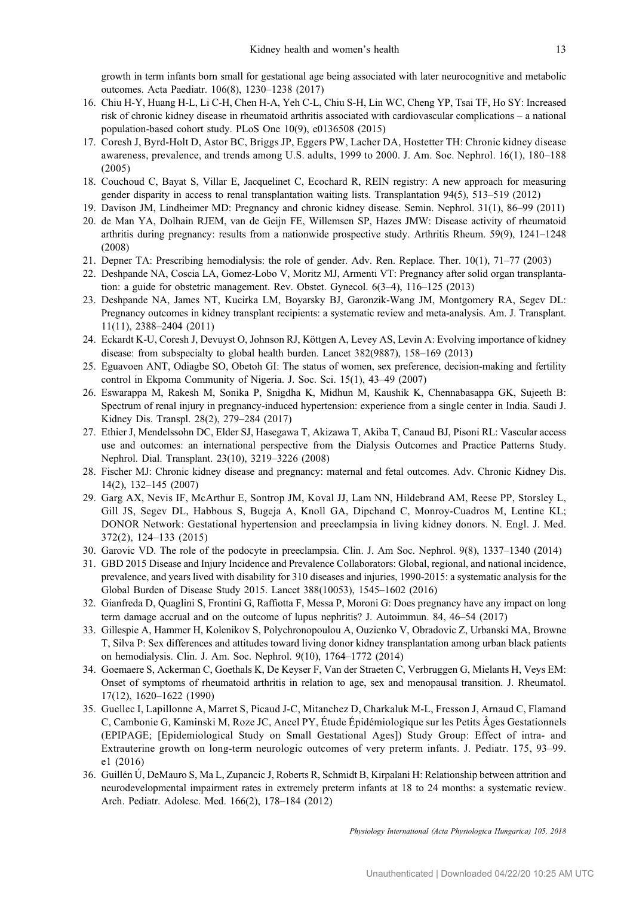growth in term infants born small for gestational age being associated with later neurocognitive and metabolic outcomes. Acta Paediatr. 106(8), 1230–1238 (2017)

16. Chiu H-Y, Huang H-L, Li C-H, Chen H-A, Yeh C-L, Chiu S-H, Lin WC, Cheng YP, Tsai TF, Ho SY: Increased risk of chronic kidney disease in rheumatoid arthritis associated with cardiovascular complications – a national population-based cohort study. PLoS One 10(9), e0136508 (2015)
17. Coresh J, Byrd-Holt D, Astor BC, Briggs JP, Eggers PW, Lacher DA, Hostetter TH: Chronic kidney disease awareness, prevalence, and trends among U.S. adults, 1999 to 2000. J. Am. Soc. Nephrol. 16(1), 180–188 (2005)
18. Couchoud C, Bayat S, Villar E, Jacquelinet C, Ecochard R, REIN registry: A new approach for measuring gender disparity in access to renal transplantation waiting lists. Transplantation 94(5), 513–519 (2012)
19. Davison JM, Lindheimer MD: Pregnancy and chronic kidney disease. Semin. Nephrol. 31(1), 86–99 (2011)
20. de Man YA, Dolhain RJEM, van de Geijn FE, Willemsen SP, Hazes JMW: Disease activity of rheumatoid arthritis during pregnancy: results from a nationwide prospective study. Arthritis Rheum. 59(9), 1241–1248 (2008)
21. Depner TA: Prescribing hemodialysis: the role of gender. Adv. Ren. Replace. Ther. 10(1), 71–77 (2003)
22. Deshpande NA, Coscia LA, Gomez-Lobo V, Moritz MJ, Armenti VT: Pregnancy after solid organ transplantation: a guide for obstetric management. Rev. Obstet. Gynecol. 6(3–4), 116–125 (2013)
23. Deshpande NA, James NT, Kucirka LM, Boyarsky BJ, Garonzik-Wang JM, Montgomery RA, Segev DL: Pregnancy outcomes in kidney transplant recipients: a systematic review and meta-analysis. Am. J. Transplant. 11(11), 2388–2404 (2011)
24. Eckardt K-U, Coresh J, Devuyst O, Johnson RJ, Köttgen A, Levey AS, Levin A: Evolving importance of kidney disease: from subspecialty to global health burden. Lancet 382(9887), 158–169 (2013)
25. Eguavoen ANT, Odiagbe SO, Obetoh GI: The status of women, sex preference, decision-making and fertility control in Ekpoma Community of Nigeria. J. Soc. Sci. 15(1), 43–49 (2007)
26. Eswarappa M, Rakesh M, Sonika P, Snigdha K, Midhun M, Kaushik K, Chennabasappa GK, Sujeeth B: Spectrum of renal injury in pregnancy-induced hypertension: experience from a single center in India. Saudi J. Kidney Dis. Transpl. 28(2), 279–284 (2017)
27. Ethier J, Mendelssohn DC, Elder SJ, Hasegawa T, Akizawa T, Akiba T, Canaud BJ, Pisoni RL: Vascular access use and outcomes: an international perspective from the Dialysis Outcomes and Practice Patterns Study. Nephrol. Dial. Transplant. 23(10), 3219–3226 (2008)
28. Fischer MJ: Chronic kidney disease and pregnancy: maternal and fetal outcomes. Adv. Chronic Kidney Dis. 14(2), 132–145 (2007)
29. Garg AX, Nevis IF, McArthur E, Sontrop JM, Koval JJ, Lam NN, Hildebrand AM, Reese PP, Storsley L, Gill JS, Segev DL, Habbous S, Bugeja A, Knoll GA, Dipchand C, Monroy-Cuadros M, Lentine KL; DONOR Network: Gestational hypertension and preeclampsia in living kidney donors. N. Engl. J. Med. 372(2), 124–133 (2015)
30. Garovic VD. The role of the podocyte in preeclampsia. Clin. J. Am Soc. Nephrol. 9(8), 1337–1340 (2014)
31. GBD 2015 Disease and Injury Incidence and Prevalence Collaborators: Global, regional, and national incidence, prevalence, and years lived with disability for 310 diseases and injuries, 1990-2015: a systematic analysis for the Global Burden of Disease Study 2015. Lancet 388(10053), 1545–1602 (2016)
32. Gianfreda D, Quaglini S, Frontini G, Raffiotta F, Messa P, Moroni G: Does pregnancy have any impact on long term damage accrual and on the outcome of lupus nephritis? J. Autoimmun. 84, 46–54 (2017)
33. Gillespie A, Hammer H, Kolenikov S, Polychronopoulou A, Ouzienko V, Obradovic Z, Urbanski MA, Browne T, Silva P: Sex differences and attitudes toward living donor kidney transplantation among urban black patients on hemodialysis. Clin. J. Am. Soc. Nephrol. 9(10), 1764–1772 (2014)
34. Goemaere S, Ackerman C, Goethals K, De Keyser F, Van der Straeten C, Verbruggen G, Mielants H, Veys EM: Onset of symptoms of rheumatoid arthritis in relation to age, sex and menopausal transition. J. Rheumatol. 17(12), 1620–1622 (1990)
35. Guellec I, Lapillonne A, Marret S, Picaud J-C, Mitanchez D, Charkaluk M-L, Fresson J, Arnaud C, Flamand C, Cambonie G, Kaminski M, Roze JC, Ancel PY, Étude Épidémiologique sur les Petits Âges Gestationnels (EPIPAGE; [Epidemiological Study on Small Gestational Ages]) Study Group: Effect of intra- and Extrauterine growth on long-term neurologic outcomes of very preterm infants. J. Pediatr. 175, 93–99. e1 (2016)
36. Guillén Ú, DeMauro S, Ma L, Zupancic J, Roberts R, Schmidt B, Kirpalani H: Relationship between attrition and neurodevelopmental impairment rates in extremely preterm infants at 18 to 24 months: a systematic review. Arch. Pediatr. Adolesc. Med. 166(2), 178–184 (2012)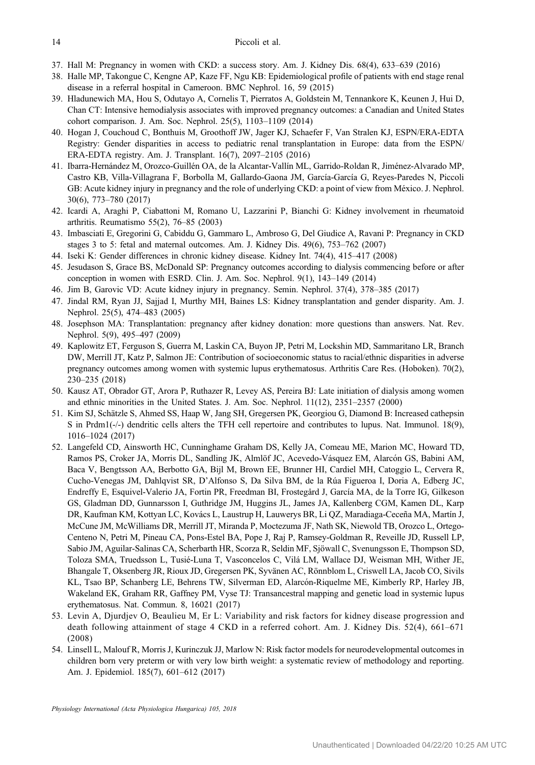37. Hall M: Pregnancy in women with CKD: a success story. Am. J. Kidney Dis. 68(4), 633–639 (2016)
38. Halle MP, Takongue C, Kengne AP, Kaze FF, Ngu KB: Epidemiological profile of patients with end stage renal disease in a referral hospital in Cameroon. BMC Nephrol. 16, 59 (2015)
39. Hladunewich MA, Hou S, Odutayo A, Cornelis T, Pierratos A, Goldstein M, Tennankore K, Keunen J, Hui D, Chan CT: Intensive hemodialysis associates with improved pregnancy outcomes: a Canadian and United States cohort comparison. J. Am. Soc. Nephrol. 25(5), 1103–1109 (2014)
40. Hogan J, Couchoud C, Bonthuis M, Groothoff JW, Jager KJ, Schaefer F, Van Stralen KJ, ESPN/ERA-EDTA Registry: Gender disparities in access to pediatric renal transplantation in Europe: data from the ESPN/ERA-EDTA registry. Am. J. Transplant. 16(7), 2097–2105 (2016)
41. Ibarra-Hernández M, Orozco-Guillén OA, de la Alcantar-Vallín ML, Garrido-Roldan R, Jiménez-Alvarado MP, Castro KB, Villa-Villagrana F, Borbolla M, Gallardo-Gaona JM, García-García G, Reyes-Paredes N, Piccoli GB: Acute kidney injury in pregnancy and the role of underlying CKD: a point of view from México. J. Nephrol. 30(6), 773–780 (2017)
42. Icardi A, Araghi P, Ciabattoni M, Romano U, Lazzarini P, Bianchi G: Kidney involvement in rheumatoid arthritis. Reumatismo 55(2), 76–85 (2003)
43. Imbasciati E, Gregorini G, Cabiddu G, Gammaro L, Ambroso G, Del Giudice A, Ravani P: Pregnancy in CKD stages 3 to 5: fetal and maternal outcomes. Am. J. Kidney Dis. 49(6), 753–762 (2007)
44. Iseki K: Gender differences in chronic kidney disease. Kidney Int. 74(4), 415–417 (2008)
45. Jesudason S, Grace BS, McDonald SP: Pregnancy outcomes according to dialysis commencing before or after conception in women with ESRD. Clin. J. Am. Soc. Nephrol. 9(1), 143–149 (2014)
46. Jim B, Garovic VD: Acute kidney injury in pregnancy. Semin. Nephrol. 37(4), 378–385 (2017)
47. Jindal RM, Ryan JJ, Sajjad I, Murthy MH, Baines LS: Kidney transplantation and gender disparity. Am. J. Nephrol. 25(5), 474–483 (2005)
48. Josephson MA: Transplantation: pregnancy after kidney donation: more questions than answers. Nat. Rev. Nephrol. 5(9), 495–497 (2009)
49. Kaplowitz ET, Ferguson S, Guerra M, Laskin CA, Buyon JP, Petri M, Lockshin MD, Sammaritano LR, Branch DW, Merrill JT, Katz P, Salmon JE: Contribution of socioeconomic status to racial/ethnic disparities in adverse pregnancy outcomes among women with systemic lupus erythematosus. Arthritis Care Res. (Hoboken). 70(2), 230–235 (2018)
50. Kausz AT, Obrador GT, Arora P, Ruthazer R, Levey AS, Pereira BJ: Late initiation of dialysis among women and ethnic minorities in the United States. J. Am. Soc. Nephrol. 11(12), 2351–2357 (2000)
51. Kim SJ, Schätzle S, Ahmed SS, Haap W, Jang SH, Gregersen PK, Georgiou G, Diamond B: Increased cathepsin S in Prdm1(-/-) dendritic cells alters the TFH cell repertoire and contributes to lupus. Nat. Immunol. 18(9), 1016–1024 (2017)
52. Langefeld CD, Ainsworth HC, Cunninghame Graham DS, Kelly JA, Comeau ME, Marion MC, Howard TD, Ramos PS, Croker JA, Morris DL, Sandling JK, Almlöf JC, Acevedo-Vásquez EM, Alarcón GS, Babini AM, Baca V, Bengtsson AA, Berbotto GA, Bijl M, Brown EE, Brunner HI, Cardiel MH, Catoggio L, Cervera R, Cucho-Venegas JM, Dahlqvist SR, D'Alfonso S, Da Silva BM, de la Rúa Figueroa I, Doria A, Edberg JC, Endreffy E, Esquivel-Valerio JA, Fortin PR, Freedman BI, Frostegård J, García MA, de la Torre IG, Gilkeson GS, Gladman DD, Gunnarsson I, Guthridge JM, Huggins JL, James JA, Kallenberg CGM, Kamen DL, Karp DR, Kaufman KM, Kottyan LC, Kovács L, Laustrup H, Lauwerys BR, Li QZ, Maradiaga-Ceceña MA, Martín J, McCune JM, McWilliams DR, Merrill JT, Miranda P, Moctezuma JF, Nath SK, Niewold TB, Orozco L, Ortego-Centeno N, Petri M, Pineau CA, Pons-Estel BA, Pope J, Raj P, Ramsey-Goldman R, Reveille JD, Russell LP, Sabio JM, Aguilar-Salinas CA, Scherbarth HR, Scorza R, Seldin MF, Sjöwall C, Svenungsson E, Thompson SD, Toloza SMA, Truedsson L, Tusié-Luna T, Vasconcelos C, Vilá LM, Wallace DJ, Weisman MH, Wither JE, Bhangale T, Oksenberg JR, Rioux JD, Gregersen PK, Syvänen AC, Rönnblom L, Criswell LA, Jacob CO, Sivils KL, Tsao BP, Schanberg LE, Behrens TW, Silverman ED, Alarcón-Riquelme ME, Kimberly RP, Harley JB, Wakeland EK, Graham RR, Gaffney PM, Vyse TJ: Transancestral mapping and genetic load in systemic lupus erythematosus. Nat. Commun. 8, 16021 (2017)
53. Levin A, Djurdjev O, Beaulieu M, Er L: Variability and risk factors for kidney disease progression and death following attainment of stage 4 CKD in a referred cohort. Am. J. Kidney Dis. 52(4), 661–671 (2008)
54. Linsell L, Malouf R, Morris J, Kurinczuk JJ, Marlow N: Risk factor models for neurodevelopmental outcomes in children born very preterm or with very low birth weight: a systematic review of methodology and reporting. Am. J. Epidemiol. 185(7), 601–612 (2017)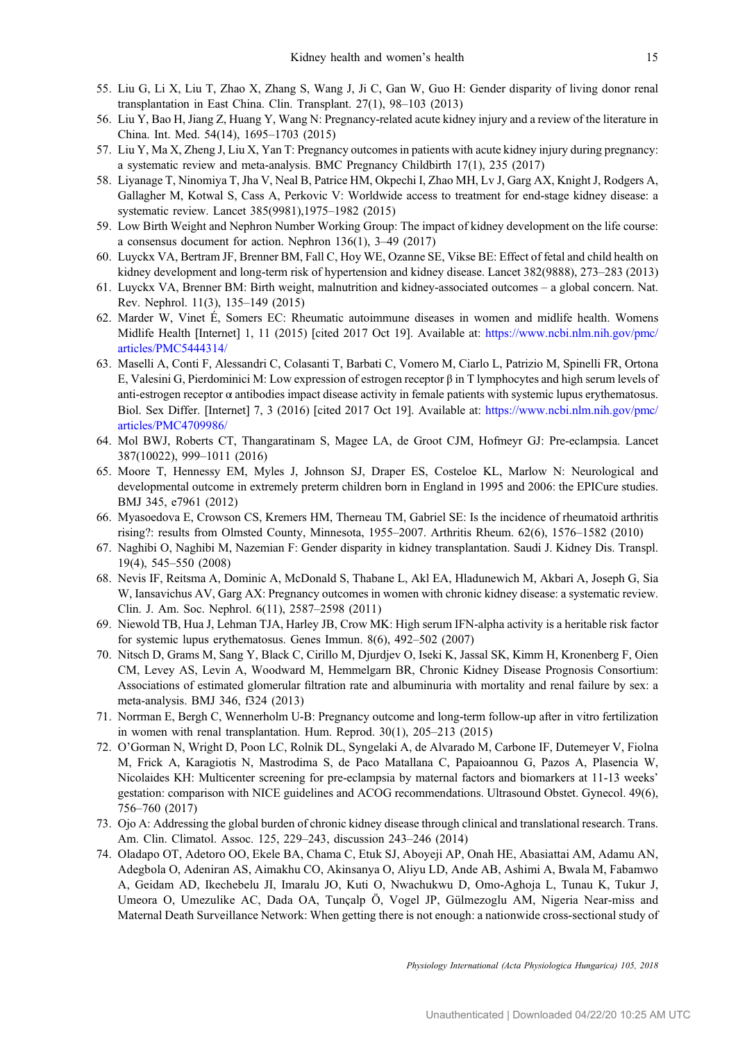55. Liu G, Li X, Liu T, Zhao X, Zhang S, Wang J, Ji C, Gan W, Guo H: Gender disparity of living donor renal transplantation in East China. Clin. Transplant. 27(1), 98–103 (2013)
56. Liu Y, Bao H, Jiang Z, Huang Y, Wang N: Pregnancy-related acute kidney injury and a review of the literature in China. Int. Med. 54(14), 1695–1703 (2015)
57. Liu Y, Ma X, Zheng J, Liu X, Yan T: Pregnancy outcomes in patients with acute kidney injury during pregnancy: a systematic review and meta-analysis. BMC Pregnancy Childbirth 17(1), 235 (2017)
58. Liyanage T, Ninomiya T, Jha V, Neal B, Patrice HM, Okpechi I, Zhao MH, Lv J, Garg AX, Knight J, Rodgers A, Gallagher M, Kotwal S, Cass A, Perkovic V: Worldwide access to treatment for end-stage kidney disease: a systematic review. Lancet 385(9981),1975–1982 (2015)
59. Low Birth Weight and Nephron Number Working Group: The impact of kidney development on the life course: a consensus document for action. Nephron 136(1), 3–49 (2017)
60. Luyckx VA, Bertram JF, Brenner BM, Fall C, Hoy WE, Ozanne SE, Vikse BE: Effect of fetal and child health on kidney development and long-term risk of hypertension and kidney disease. Lancet 382(9888), 273–283 (2013)
61. Luyckx VA, Brenner BM: Birth weight, malnutrition and kidney-associated outcomes – a global concern. Nat. Rev. Nephrol. 11(3), 135–149 (2015)
62. Marder W, Vinet É, Somers EC: Rheumatic autoimmune diseases in women and midlife health. Womens Midlife Health [Internet] 1, 11 (2015) [cited 2017 Oct 19]. Available at: https://www.ncbi.nlm.nih.gov/pmc/articles/PMC5444314/
63. Maselli A, Conti F, Alessandri C, Colasanti T, Barbati C, Vomero M, Ciarlo L, Patrizio M, Spinelli FR, Ortona E, Valesini G, Pierdominici M: Low expression of estrogen receptor β in T lymphocytes and high serum levels of anti-estrogen receptor α antibodies impact disease activity in female patients with systemic lupus erythematosus. Biol. Sex Differ. [Internet] 7, 3 (2016) [cited 2017 Oct 19]. Available at: https://www.ncbi.nlm.nih.gov/pmc/articles/PMC4709986/
64. Mol BWJ, Roberts CT, Thangaratinam S, Magee LA, de Groot CJM, Hofmeyr GJ: Pre-eclampsia. Lancet 387(10022), 999–1011 (2016)
65. Moore T, Hennessy EM, Myles J, Johnson SJ, Draper ES, Costeloe KL, Marlow N: Neurological and developmental outcome in extremely preterm children born in England in 1995 and 2006: the EPICure studies. BMJ 345, e7961 (2012)
66. Myasoedova E, Crowson CS, Kremers HM, Therneau TM, Gabriel SE: Is the incidence of rheumatoid arthritis rising?: results from Olmsted County, Minnesota, 1955–2007. Arthritis Rheum. 62(6), 1576–1582 (2010)
67. Naghibi O, Naghibi M, Nazemian F: Gender disparity in kidney transplantation. Saudi J. Kidney Dis. Transpl. 19(4), 545–550 (2008)
68. Nevis IF, Reitsma A, Dominic A, McDonald S, Thabane L, Akl EA, Hladunewich M, Akbari A, Joseph G, Sia W, Iansavichus AV, Garg AX: Pregnancy outcomes in women with chronic kidney disease: a systematic review. Clin. J. Am. Soc. Nephrol. 6(11), 2587–2598 (2011)
69. Niewold TB, Hua J, Lehman TJA, Harley JB, Crow MK: High serum IFN-alpha activity is a heritable risk factor for systemic lupus erythematosus. Genes Immun. 8(6), 492–502 (2007)
70. Nitsch D, Grams M, Sang Y, Black C, Cirillo M, Djurdjev O, Iseki K, Jassal SK, Kimm H, Kronenberg F, Oien CM, Levey AS, Levin A, Woodward M, Hemmelgarn BR, Chronic Kidney Disease Prognosis Consortium: Associations of estimated glomerular filtration rate and albuminuria with mortality and renal failure by sex: a meta-analysis. BMJ 346, f324 (2013)
71. Norrman E, Bergh C, Wennerholm U-B: Pregnancy outcome and long-term follow-up after in vitro fertilization in women with renal transplantation. Hum. Reprod. 30(1), 205–213 (2015)
72. O'Gorman N, Wright D, Poon LC, Rolnik DL, Syngelaki A, de Alvarado M, Carbone IF, Dutemeyer V, Fiolna M, Frick A, Karagiotis N, Mastrodima S, de Paco Matallana C, Papaioannou G, Pazos A, Plasencia W, Nicolaides KH: Multicenter screening for pre-eclampsia by maternal factors and biomarkers at 11-13 weeks' gestation: comparison with NICE guidelines and ACOG recommendations. Ultrasound Obstet. Gynecol. 49(6), 756–760 (2017)
73. Ojo A: Addressing the global burden of chronic kidney disease through clinical and translational research. Trans. Am. Clin. Climatol. Assoc. 125, 229–243, discussion 243–246 (2014)
74. Oladapo OT, Adetoro OO, Ekele BA, Chama C, Etuk SJ, Aboyeji AP, Onah HE, Abasiattai AM, Adamu AN, Adegbola O, Adeniran AS, Aimakhu CO, Akinsanya O, Aliyu LD, Ande AB, Ashimi A, Bwala M, Fabamwo A, Geidam AD, Ikechebelu JI, Imaralu JO, Kuti O, Nwachukwu D, Omo-Aghoja L, Tunau K, Tukur J, Umeora O, Umezulike AC, Dada OA, Tunçalp Ö, Vogel JP, Gülmezoglu AM, Nigeria Near-miss and Maternal Death Surveillance Network: When getting there is not enough: a nationwide cross-sectional study of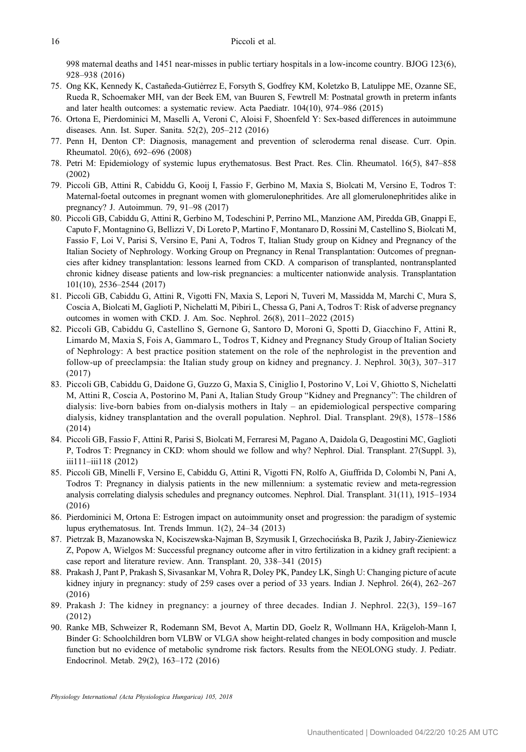998 maternal deaths and 1451 near-misses in public tertiary hospitals in a low-income country. BJOG 123(6), 928–938 (2016)

75. Ong KK, Kennedy K, Castañeda-Gutiérrez E, Forsyth S, Godfrey KM, Koletzko B, Latulippe ME, Ozanne SE, Rueda R, Schoemaker MH, van der Beek EM, van Buuren S, Fewtrell M: Postnatal growth in preterm infants and later health outcomes: a systematic review. Acta Paediatr. 104(10), 974–986 (2015)
76. Ortona E, Pierdominici M, Maselli A, Veroni C, Aloisi F, Shoenfeld Y: Sex-based differences in autoimmune diseases. Ann. Ist. Super. Sanita. 52(2), 205–212 (2016)
77. Penn H, Denton CP: Diagnosis, management and prevention of scleroderma renal disease. Curr. Opin. Rheumatol. 20(6), 692–696 (2008)
78. Petri M: Epidemiology of systemic lupus erythematosus. Best Pract. Res. Clin. Rheumatol. 16(5), 847–858 (2002)
79. Piccoli GB, Attini R, Cabiddu G, Kooij I, Fassio F, Gerbino M, Maxia S, Biolcati M, Versino E, Todros T: Maternal-foetal outcomes in pregnant women with glomerulonephritides. Are all glomerulonephritides alike in pregnancy? J. Autoimmun. 79, 91–98 (2017)
80. Piccoli GB, Cabiddu G, Attini R, Gerbino M, Todeschini P, Perrino ML, Manzione AM, Piredda GB, Gnappi E, Caputo F, Montagnino G, Bellizzi V, Di Loreto P, Martino F, Montanaro D, Rossini M, Castellino S, Biolcati M, Fassio F, Loi V, Parisi S, Versino E, Pani A, Todros T, Italian Study group on Kidney and Pregnancy of the Italian Society of Nephrology. Working Group on Pregnancy in Renal Transplantation: Outcomes of pregnancies after kidney transplantation: lessons learned from CKD. A comparison of transplanted, nontransplanted chronic kidney disease patients and low-risk pregnancies: a multicenter nationwide analysis. Transplantation 101(10), 2536–2544 (2017)
81. Piccoli GB, Cabiddu G, Attini R, Vigotti FN, Maxia S, Lepori N, Tuveri M, Massidda M, Marchi C, Mura S, Coscia A, Biolcati M, Gaglioti P, Nichelatti M, Pibiri L, Chessa G, Pani A, Todros T: Risk of adverse pregnancy outcomes in women with CKD. J. Am. Soc. Nephrol. 26(8), 2011–2022 (2015)
82. Piccoli GB, Cabiddu G, Castellino S, Gernone G, Santoro D, Moroni G, Spotti D, Giacchino F, Attini R, Limardo M, Maxia S, Fois A, Gammaro L, Todros T, Kidney and Pregnancy Study Group of Italian Society of Nephrology: A best practice position statement on the role of the nephrologist in the prevention and follow-up of preeclampsia: the Italian study group on kidney and pregnancy. J. Nephrol. 30(3), 307–317 (2017)
83. Piccoli GB, Cabiddu G, Daidone G, Guzzo G, Maxia S, Ciniglio I, Postorino V, Loi V, Ghiotto S, Nichelatti M, Attini R, Coscia A, Postorino M, Pani A, Italian Study Group "Kidney and Pregnancy": The children of dialysis: live-born babies from on-dialysis mothers in Italy – an epidemiological perspective comparing dialysis, kidney transplantation and the overall population. Nephrol. Dial. Transplant. 29(8), 1578–1586 (2014)
84. Piccoli GB, Fassio F, Attini R, Parisi S, Biolcati M, Ferraresi M, Pagano A, Daidola G, Deagostini MC, Gaglioti P, Todros T: Pregnancy in CKD: whom should we follow and why? Nephrol. Dial. Transplant. 27(Suppl. 3), iii111–iii118 (2012)
85. Piccoli GB, Minelli F, Versino E, Cabiddu G, Attini R, Vigotti FN, Rolfo A, Giuffrida D, Colombi N, Pani A, Todros T: Pregnancy in dialysis patients in the new millennium: a systematic review and meta-regression analysis correlating dialysis schedules and pregnancy outcomes. Nephrol. Dial. Transplant. 31(11), 1915–1934 (2016)
86. Pierdominici M, Ortona E: Estrogen impact on autoimmunity onset and progression: the paradigm of systemic lupus erythematosus. Int. Trends Immun. 1(2), 24–34 (2013)
87. Pietrzak B, Mazanowska N, Kociszewska-Najman B, Szymusik I, Grzechocińska B, Pazik J, Jabiry-Zieniewicz Z, Popow A, Wielgos M: Successful pregnancy outcome after in vitro fertilization in a kidney graft recipient: a case report and literature review. Ann. Transplant. 20, 338–341 (2015)
88. Prakash J, Pant P, Prakash S, Sivasankar M, Vohra R, Doley PK, Pandey LK, Singh U: Changing picture of acute kidney injury in pregnancy: study of 259 cases over a period of 33 years. Indian J. Nephrol. 26(4), 262–267 (2016)
89. Prakash J: The kidney in pregnancy: a journey of three decades. Indian J. Nephrol. 22(3), 159–167 (2012)
90. Ranke MB, Schweizer R, Rodemann SM, Bevot A, Martin DD, Goelz R, Wollmann HA, Krägeloh-Mann I, Binder G: Schoolchildren born VLBW or VLGA show height-related changes in body composition and muscle function but no evidence of metabolic syndrome risk factors. Results from the NEOLONG study. J. Pediatr. Endocrinol. Metab. 29(2), 163–172 (2016)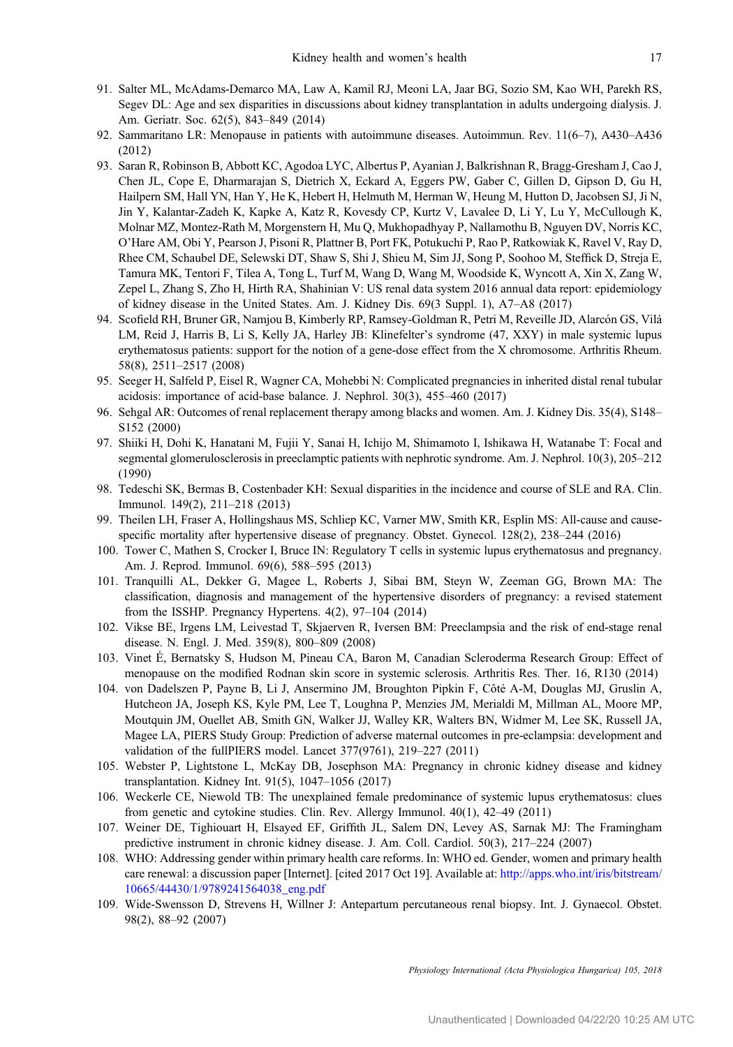91. Salter ML, McAdams-Demarco MA, Law A, Kamil RJ, Meoni LA, Jaar BG, Sozio SM, Kao WH, Parekh RS, Segev DL: Age and sex disparities in discussions about kidney transplantation in adults undergoing dialysis. J. Am. Geriatr. Soc. 62(5), 843–849 (2014)
92. Sammaritano LR: Menopause in patients with autoimmune diseases. Autoimmun. Rev. 11(6–7), A430–A436 (2012)
93. Saran R, Robinson B, Abbott KC, Agodoa LYC, Albertus P, Ayanian J, Balkrishnan R, Bragg-Gresham J, Cao J, Chen JL, Cope E, Dharmarajan S, Dietrich X, Eckard A, Eggers PW, Gaber C, Gillen D, Gipson D, Gu H, Hailpern SM, Hall YN, Han Y, He K, Hebert H, Helmuth M, Herman W, Heung M, Hutton D, Jacobsen SJ, Ji N, Jin Y, Kalantar-Zadeh K, Kapke A, Katz R, Kovesdy CP, Kurtz V, Lavalee D, Li Y, Lu Y, McCullough K, Molnar MZ, Montez-Rath M, Morgenstern H, Mu Q, Mukhopadhyay P, Nallamothu B, Nguyen DV, Norris KC, O'Hare AM, Obi Y, Pearson J, Pisoni R, Plattner B, Port FK, Potukuchi P, Rao P, Ratkowiak K, Ravel V, Ray D, Rhee CM, Schaubel DE, Selewski DT, Shaw S, Shi J, Shieu M, Sim JJ, Song P, Soohoo M, Steffick D, Streja E, Tamura MK, Tentori F, Tilea A, Tong L, Turf M, Wang D, Wang M, Woodside K, Wyncott A, Xin X, Zang W, Zepel L, Zhang S, Zho H, Hirth RA, Shahinian V: US renal data system 2016 annual data report: epidemiology of kidney disease in the United States. Am. J. Kidney Dis. 69(3 Suppl. 1), A7–A8 (2017)
94. Scofield RH, Bruner GR, Namjou B, Kimberly RP, Ramsey-Goldman R, Petri M, Reveille JD, Alarcón GS, Vilá LM, Reid J, Harris B, Li S, Kelly JA, Harley JB: Klinefelter's syndrome (47, XXY) in male systemic lupus erythematosus patients: support for the notion of a gene-dose effect from the X chromosome. Arthritis Rheum. 58(8), 2511–2517 (2008)
95. Seeger H, Salfeld P, Eisel R, Wagner CA, Mohebbi N: Complicated pregnancies in inherited distal renal tubular acidosis: importance of acid-base balance. J. Nephrol. 30(3), 455–460 (2017)
96. Sehgal AR: Outcomes of renal replacement therapy among blacks and women. Am. J. Kidney Dis. 35(4), S148–S152 (2000)
97. Shiiki H, Dohi K, Hanatani M, Fujii Y, Sanai H, Ichijo M, Shimamoto I, Ishikawa H, Watanabe T: Focal and segmental glomerulosclerosis in preeclamptic patients with nephrotic syndrome. Am. J. Nephrol. 10(3), 205–212 (1990)
98. Tedeschi SK, Bermas B, Costenbader KH: Sexual disparities in the incidence and course of SLE and RA. Clin. Immunol. 149(2), 211–218 (2013)
99. Theilen LH, Fraser A, Hollingshaus MS, Schliep KC, Varner MW, Smith KR, Esplin MS: All-cause and cause-specific mortality after hypertensive disease of pregnancy. Obstet. Gynecol. 128(2), 238–244 (2016)
100. Tower C, Mathen S, Crocker I, Bruce IN: Regulatory T cells in systemic lupus erythematosus and pregnancy. Am. J. Reprod. Immunol. 69(6), 588–595 (2013)
101. Tranquilli AL, Dekker G, Magee L, Roberts J, Sibai BM, Steyn W, Zeeman GG, Brown MA: The classification, diagnosis and management of the hypertensive disorders of pregnancy: a revised statement from the ISSHP. Pregnancy Hypertens. 4(2), 97–104 (2014)
102. Vikse BE, Irgens LM, Leivestad T, Skjaerven R, Iversen BM: Preeclampsia and the risk of end-stage renal disease. N. Engl. J. Med. 359(8), 800–809 (2008)
103. Vinet É, Bernatsky S, Hudson M, Pineau CA, Baron M, Canadian Scleroderma Research Group: Effect of menopause on the modified Rodnan skin score in systemic sclerosis. Arthritis Res. Ther. 16, R130 (2014)
104. von Dadelszen P, Payne B, Li J, Ansermino JM, Broughton Pipkin F, Côté A-M, Douglas MJ, Gruslin A, Hutcheon JA, Joseph KS, Kyle PM, Lee T, Loughna P, Menzies JM, Merialdi M, Millman AL, Moore MP, Moutquin JM, Ouellet AB, Smith GN, Walker JJ, Walley KR, Walters BN, Widmer M, Lee SK, Russell JA, Magee LA, PIERS Study Group: Prediction of adverse maternal outcomes in pre-eclampsia: development and validation of the fullPIERS model. Lancet 377(9761), 219–227 (2011)
105. Webster P, Lightstone L, McKay DB, Josephson MA: Pregnancy in chronic kidney disease and kidney transplantation. Kidney Int. 91(5), 1047–1056 (2017)
106. Weckerle CE, Niewold TB: The unexplained female predominance of systemic lupus erythematosus: clues from genetic and cytokine studies. Clin. Rev. Allergy Immunol. 40(1), 42–49 (2011)
107. Weiner DE, Tighiouart H, Elsayed EF, Griffith JL, Salem DN, Levey AS, Sarnak MJ: The Framingham predictive instrument in chronic kidney disease. J. Am. Coll. Cardiol. 50(3), 217–224 (2007)
108. WHO: Addressing gender within primary health care reforms. In: WHO ed. Gender, women and primary health care renewal: a discussion paper [Internet]. [cited 2017 Oct 19]. Available at: http://apps.who.int/iris/bitstream/10665/44430/1/9789241564038_eng.pdf
109. Wide-Swensson D, Strevens H, Willner J: Antepartum percutaneous renal biopsy. Int. J. Gynaecol. Obstet. 98(2), 88–92 (2007)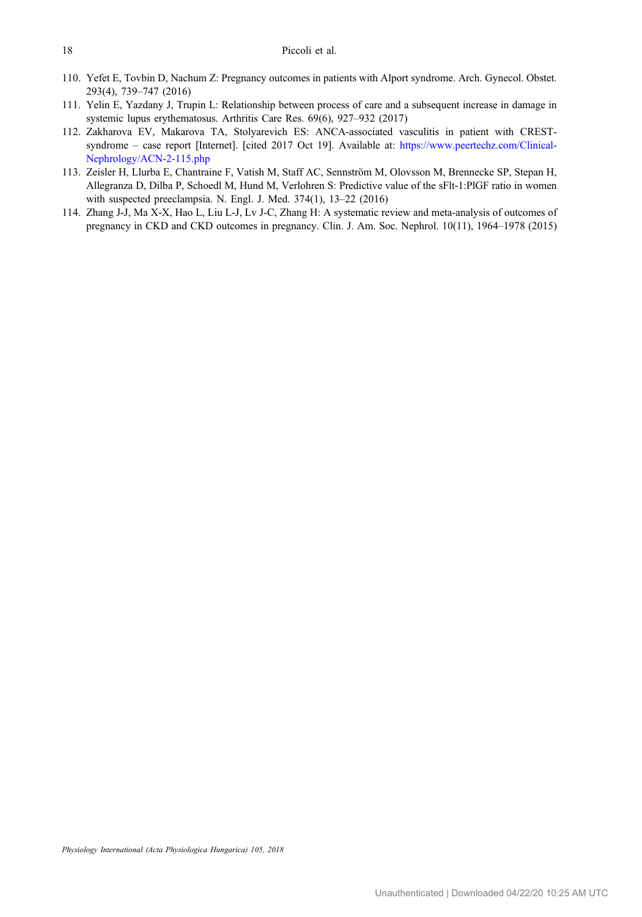110. Yefet E, Tovbin D, Nachum Z: Pregnancy outcomes in patients with Alport syndrome. Arch. Gynecol. Obstet. 293(4), 739–747 (2016)
111. Yelin E, Yazdany J, Trupin L: Relationship between process of care and a subsequent increase in damage in systemic lupus erythematosus. Arthritis Care Res. 69(6), 927–932 (2017)
112. Zakharova EV, Makarova TA, Stolyarevich ES: ANCA-associated vasculitis in patient with CREST-syndrome – case report [Internet]. [cited 2017 Oct 19]. Available at: https://www.peertechz.com/Clinical-Nephrology/ACN-2-115.php
113. Zeisler H, Llurba E, Chantraine F, Vatish M, Staff AC, Sennström M, Olovsson M, Brennecke SP, Stepan H, Allegranza D, Dilba P, Schoedl M, Hund M, Verlohren S: Predictive value of the sFlt-1:PlGF ratio in women with suspected preeclampsia. N. Engl. J. Med. 374(1), 13–22 (2016)
114. Zhang J-J, Ma X-X, Hao L, Liu L-J, Lv J-C, Zhang H: A systematic review and meta-analysis of outcomes of pregnancy in CKD and CKD outcomes in pregnancy. Clin. J. Am. Soc. Nephrol. 10(11), 1964–1978 (2015)